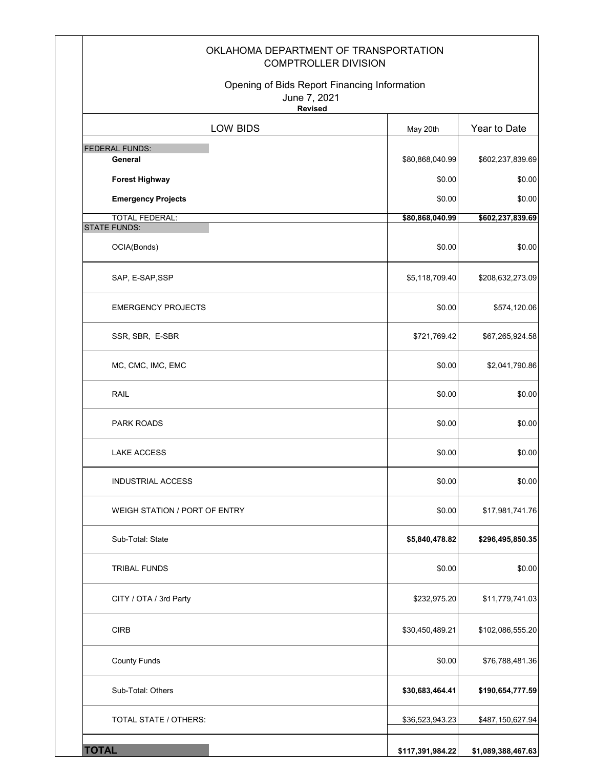# OKLAHOMA DEPARTMENT OF TRANSPORTATION
## COMPTROLLER DIVISION

Opening of Bids Report Financing Information
June 7, 2021
**Revised**

| LOW BIDS | May 20th | Year to Date |
|---|---|---|
| FEDERAL FUNDS: | | |
| **General** | $80,868,040.99 | $602,237,839.69 |
| **Forest Highway** | $0.00 | $0.00 |
| **Emergency Projects** | $0.00 | $0.00 |
| TOTAL FEDERAL: | **$80,868,040.99** | **$602,237,839.69** |
| STATE FUNDS: | | |
| OCIA(Bonds) | $0.00 | $0.00 |
| SAP, E-SAP,SSP | $5,118,709.40 | $208,632,273.09 |
| EMERGENCY PROJECTS | $0.00 | $574,120.06 |
| SSR, SBR, E-SBR | $721,769.42 | $67,265,924.58 |
| MC, CMC, IMC, EMC | $0.00 | $2,041,790.86 |
| RAIL | $0.00 | $0.00 |
| PARK ROADS | $0.00 | $0.00 |
| LAKE ACCESS | $0.00 | $0.00 |
| INDUSTRIAL ACCESS | $0.00 | $0.00 |
| WEIGH STATION / PORT OF ENTRY | $0.00 | $17,981,741.76 |
| Sub-Total: State | **$5,840,478.82** | **$296,495,850.35** |
| TRIBAL FUNDS | $0.00 | $0.00 |
| CITY / OTA / 3rd Party | $232,975.20 | $11,779,741.03 |
| CIRB | $30,450,489.21 | $102,086,555.20 |
| County Funds | $0.00 | $76,788,481.36 |
| Sub-Total: Others | **$30,683,464.41** | **$190,654,777.59** |
| TOTAL STATE / OTHERS: | $36,523,943.23 | $487,150,627.94 |
| **TOTAL** | **$117,391,984.22** | **$1,089,388,467.63** |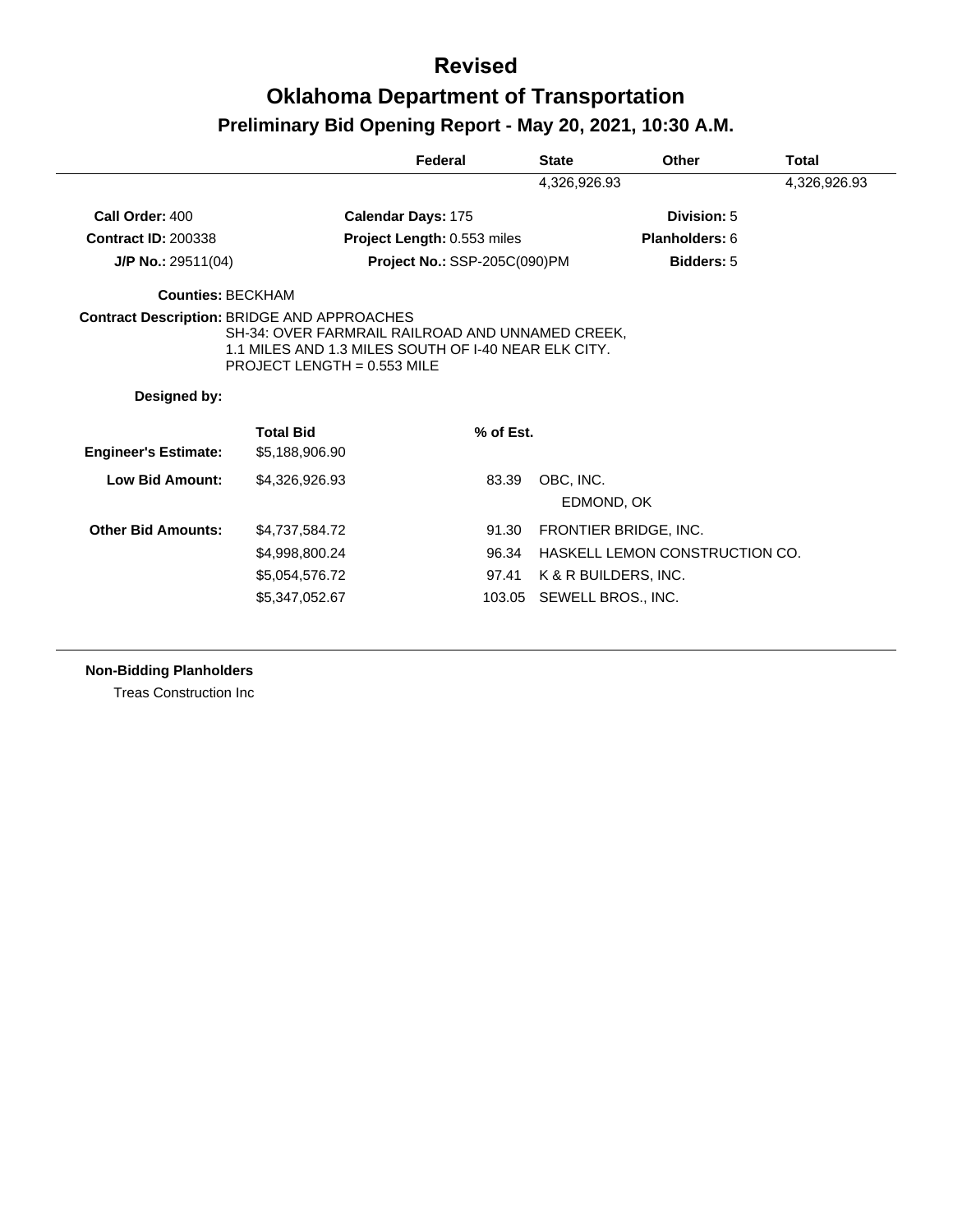# Revised

# Oklahoma Department of Transportation

## Preliminary Bid Opening Report - May 20, 2021, 10:30 A.M.

| Federal | State | Other | Total |
|---|---|---|---|
| | 4,326,926.93 | | 4,326,926.93 |

**Call Order:** 400 **Calendar Days:** 175 **Division:** 5

**Contract ID:** 200338 **Project Length:** 0.553 miles **Planholders:** 6

**J/P No.:** 29511(04) **Project No.:** SSP-205C(090)PM **Bidders:** 5

**Counties:** BECKHAM

**Contract Description:** BRIDGE AND APPROACHES
SH-34: OVER FARMRAIL RAILROAD AND UNNAMED CREEK,
1.1 MILES AND 1.3 MILES SOUTH OF I-40 NEAR ELK CITY.
PROJECT LENGTH = 0.553 MILE

**Designed by:**

| | Total Bid | % of Est. | |
|---|---|---|---|
| **Engineer's Estimate:** | $5,188,906.90 | | |
| **Low Bid Amount:** | $4,326,926.93 | 83.39 | OBC, INC.<br>EDMOND, OK |
| **Other Bid Amounts:** | $4,737,584.72 | 91.30 | FRONTIER BRIDGE, INC. |
| | $4,998,800.24 | 96.34 | HASKELL LEMON CONSTRUCTION CO. |
| | $5,054,576.72 | 97.41 | K & R BUILDERS, INC. |
| | $5,347,052.67 | 103.05 | SEWELL BROS., INC. |

**Non-Bidding Planholders**

Treas Construction Inc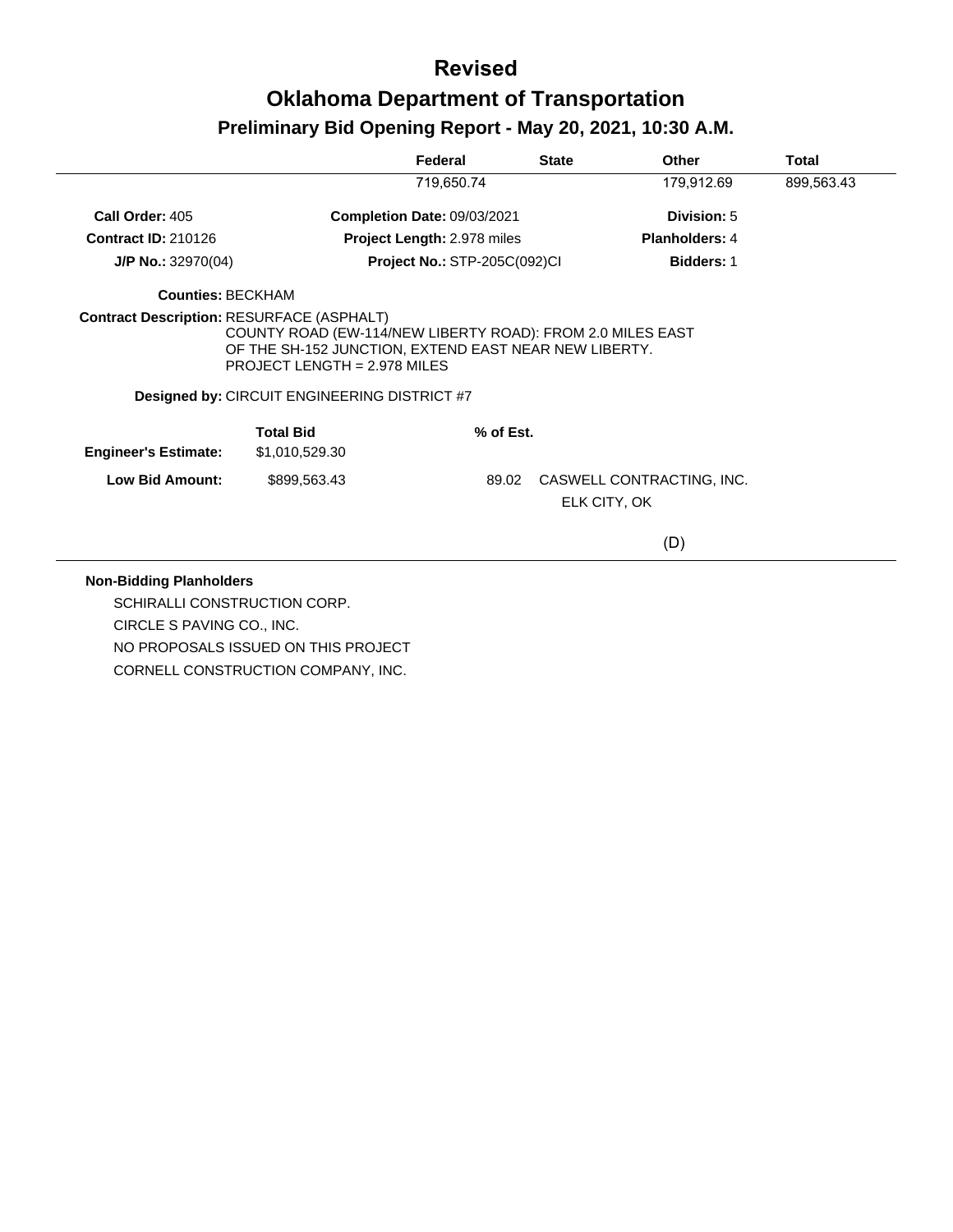# Revised

## Oklahoma Department of Transportation

### Preliminary Bid Opening Report - May 20, 2021, 10:30 A.M.

| Federal | State | Other | Total |
|---|---|---|---|
| 719,650.74 | | 179,912.69 | 899,563.43 |

**Call Order:** 405 **Completion Date:** 09/03/2021 **Division:** 5

**Contract ID:** 210126 **Project Length:** 2.978 miles **Planholders:** 4

**J/P No.:** 32970(04) **Project No.:** STP-205C(092)CI **Bidders:** 1

**Counties:** BECKHAM

**Contract Description:** RESURFACE (ASPHALT)
COUNTY ROAD (EW-114/NEW LIBERTY ROAD): FROM 2.0 MILES EAST OF THE SH-152 JUNCTION, EXTEND EAST NEAR NEW LIBERTY.
PROJECT LENGTH = 2.978 MILES

**Designed by:** CIRCUIT ENGINEERING DISTRICT #7

| | Total Bid | % of Est. | |
|---|---|---|---|
| **Engineer's Estimate:** | $1,010,529.30 | | |
| **Low Bid Amount:** | $899,563.43 | 89.02 | CASWELL CONTRACTING, INC.<br>ELK CITY, OK<br>(D) |

**Non-Bidding Planholders**

SCHIRALLI CONSTRUCTION CORP.
CIRCLE S PAVING CO., INC.
NO PROPOSALS ISSUED ON THIS PROJECT
CORNELL CONSTRUCTION COMPANY, INC.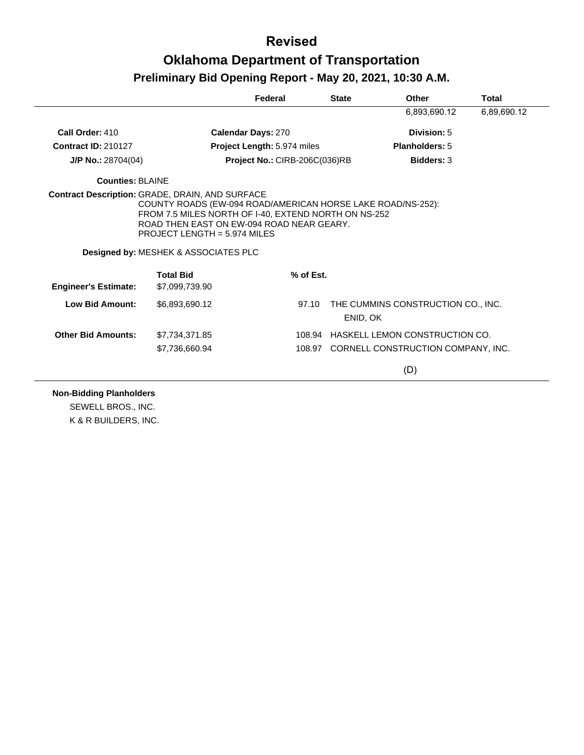# Revised

# Oklahoma Department of Transportation

## Preliminary Bid Opening Report - May 20, 2021, 10:30 A.M.

| Federal | State | Other | Total |
|---|---|---|---|
| | | 6,893,690.12 | 6,89,690.12 |

**Call Order:** 410 **Calendar Days:** 270 **Division:** 5

**Contract ID:** 210127 **Project Length:** 5.974 miles **Planholders:** 5

**J/P No.:** 28704(04) **Project No.:** CIRB-206C(036)RB **Bidders:** 3

**Counties:** BLAINE

**Contract Description:** GRADE, DRAIN, AND SURFACE
COUNTY ROADS (EW-094 ROAD/AMERICAN HORSE LAKE ROAD/NS-252):
FROM 7.5 MILES NORTH OF I-40, EXTEND NORTH ON NS-252
ROAD THEN EAST ON EW-094 ROAD NEAR GEARY.
PROJECT LENGTH = 5.974 MILES

**Designed by:** MESHEK & ASSOCIATES PLC

| | Total Bid | % of Est. | |
|---|---|---|---|
| **Engineer's Estimate:** | $7,099,739.90 | | |
| **Low Bid Amount:** | $6,893,690.12 | 97.10 | THE CUMMINS CONSTRUCTION CO., INC. ENID, OK |
| **Other Bid Amounts:** | $7,734,371.85 | 108.94 | HASKELL LEMON CONSTRUCTION CO. |
| | $7,736,660.94 | 108.97 | CORNELL CONSTRUCTION COMPANY, INC. |

(D)

**Non-Bidding Planholders**

SEWELL BROS., INC.

K & R BUILDERS, INC.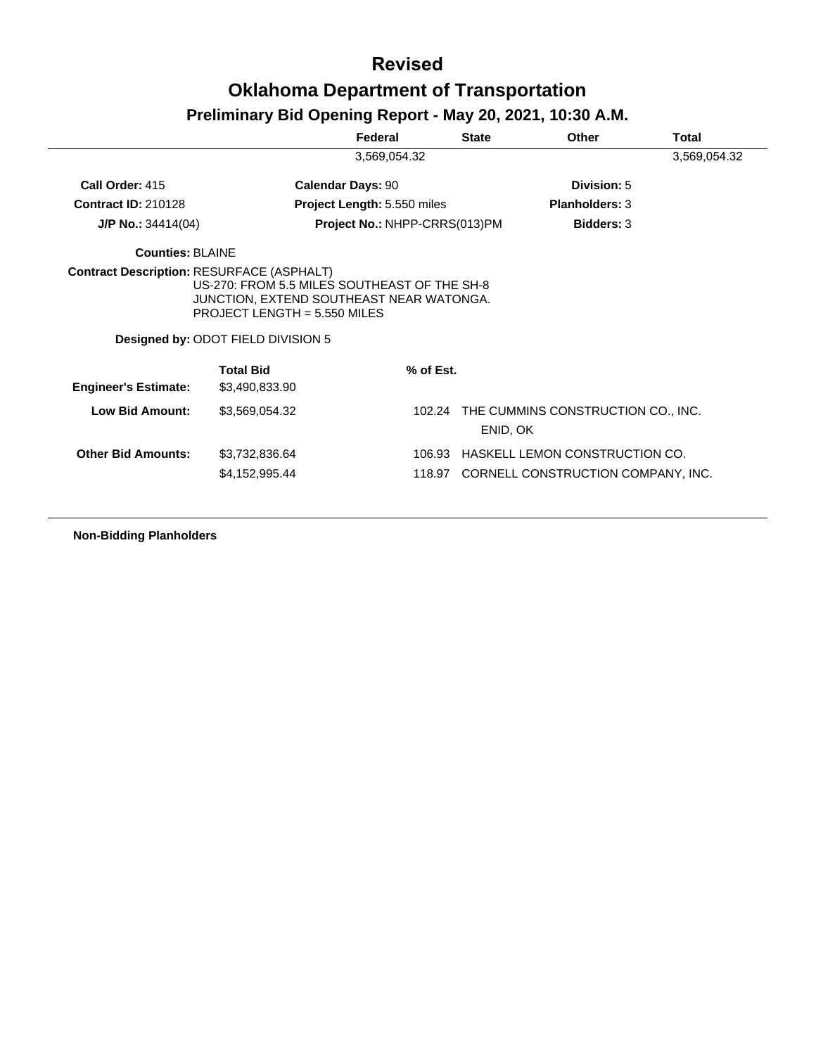# Revised

# Oklahoma Department of Transportation

## Preliminary Bid Opening Report - May 20, 2021, 10:30 A.M.

| Federal | State | Other | Total |
|---|---|---|---|
| 3,569,054.32 | | | 3,569,054.32 |

**Call Order:** 415 **Calendar Days:** 90 **Division:** 5

**Contract ID:** 210128 **Project Length:** 5.550 miles **Planholders:** 3

**J/P No.:** 34414(04) **Project No.:** NHPP-CRRS(013)PM **Bidders:** 3

**Counties:** BLAINE

**Contract Description:** RESURFACE (ASPHALT)
US-270: FROM 5.5 MILES SOUTHEAST OF THE SH-8 JUNCTION, EXTEND SOUTHEAST NEAR WATONGA.
PROJECT LENGTH = 5.550 MILES

**Designed by:** ODOT FIELD DIVISION 5

| | Total Bid | % of Est. | |
|---|---|---|---|
| **Engineer's Estimate:** | $3,490,833.90 | | |
| **Low Bid Amount:** | $3,569,054.32 | 102.24 | THE CUMMINS CONSTRUCTION CO., INC. ENID, OK |
| **Other Bid Amounts:** | $3,732,836.64 | 106.93 | HASKELL LEMON CONSTRUCTION CO. |
| | $4,152,995.44 | 118.97 | CORNELL CONSTRUCTION COMPANY, INC. |

**Non-Bidding Planholders**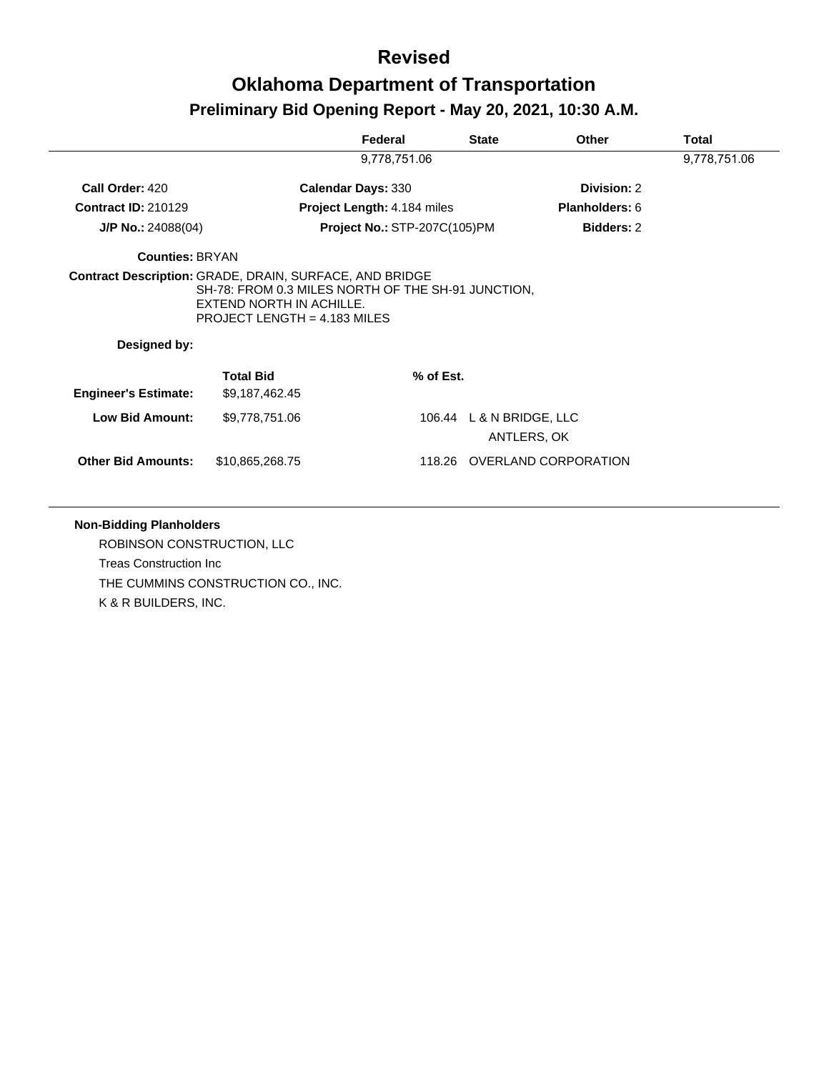# Revised

# Oklahoma Department of Transportation

## Preliminary Bid Opening Report - May 20, 2021, 10:30 A.M.

| | Federal | State | Other | Total |
|---|---|---|---|---|
| | 9,778,751.06 | | | 9,778,751.06 |

**Call Order:** 420 | **Calendar Days:** 330 | **Division:** 2

**Contract ID:** 210129 | **Project Length:** 4.184 miles | **Planholders:** 6

**J/P No.:** 24088(04) | **Project No.:** STP-207C(105)PM | **Bidders:** 2

**Counties:** BRYAN

**Contract Description:** GRADE, DRAIN, SURFACE, AND BRIDGE
SH-78: FROM 0.3 MILES NORTH OF THE SH-91 JUNCTION, EXTEND NORTH IN ACHILLE.
PROJECT LENGTH = 4.183 MILES

**Designed by:**

| | Total Bid | % of Est. | |
|---|---|---|---|
| **Engineer's Estimate:** | $9,187,462.45 | | |
| **Low Bid Amount:** | $9,778,751.06 | 106.44 | L & N BRIDGE, LLC<br>ANTLERS, OK |
| **Other Bid Amounts:** | $10,865,268.75 | 118.26 | OVERLAND CORPORATION |

**Non-Bidding Planholders**

ROBINSON CONSTRUCTION, LLC
Treas Construction Inc
THE CUMMINS CONSTRUCTION CO., INC.
K & R BUILDERS, INC.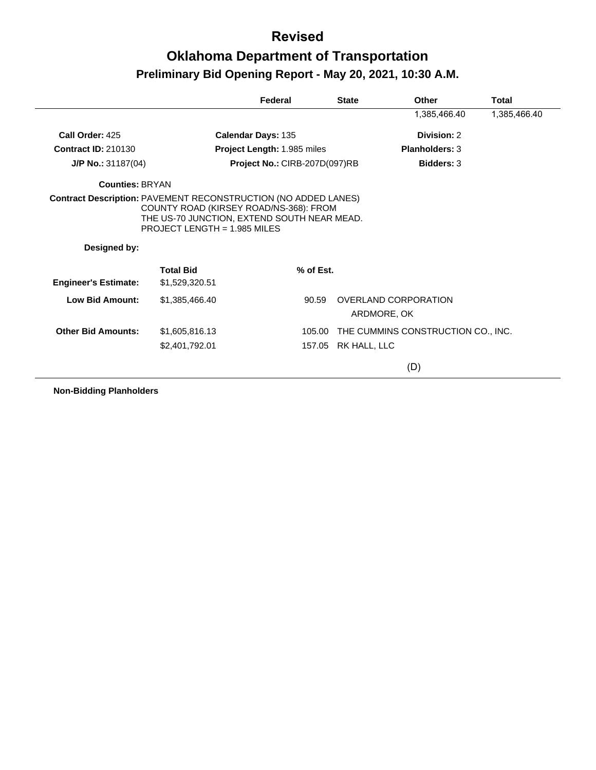# Revised

# Oklahoma Department of Transportation

## Preliminary Bid Opening Report - May 20, 2021, 10:30 A.M.

| Federal | State | Other | Total |
|---|---|---|---|
| | | 1,385,466.40 | 1,385,466.40 |

**Call Order:** 425 **Calendar Days:** 135 **Division:** 2

**Contract ID:** 210130 **Project Length:** 1.985 miles **Planholders:** 3

**J/P No.:** 31187(04) **Project No.:** CIRB-207D(097)RB **Bidders:** 3

**Counties:** BRYAN

**Contract Description:** PAVEMENT RECONSTRUCTION (NO ADDED LANES) COUNTY ROAD (KIRSEY ROAD/NS-368): FROM THE US-70 JUNCTION, EXTEND SOUTH NEAR MEAD. PROJECT LENGTH = 1.985 MILES

**Designed by:**

| | Total Bid | % of Est. | |
|---|---|---|---|
| **Engineer's Estimate:** | $1,529,320.51 | | |
| **Low Bid Amount:** | $1,385,466.40 | 90.59 | OVERLAND CORPORATION<br>ARDMORE, OK |
| **Other Bid Amounts:** | $1,605,816.13 | 105.00 | THE CUMMINS CONSTRUCTION CO., INC. |
| | $2,401,792.01 | 157.05 | RK HALL, LLC<br>(D) |

**Non-Bidding Planholders**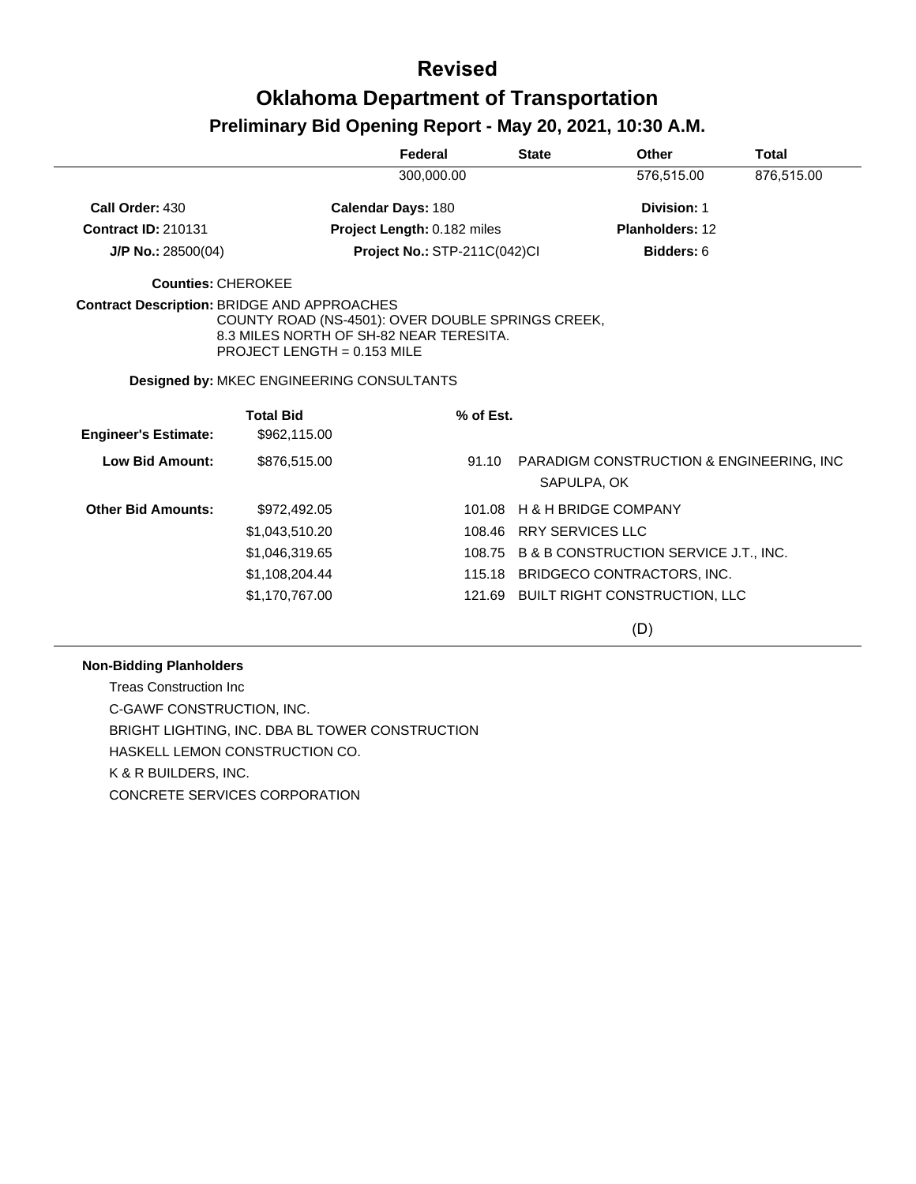# Revised

# Oklahoma Department of Transportation

## Preliminary Bid Opening Report - May 20, 2021, 10:30 A.M.

| | Federal | State | Other | Total |
|---|---|---|---|---|
| | 300,000.00 | | 576,515.00 | 876,515.00 |

**Call Order:** 430 **Calendar Days:** 180 **Division:** 1

**Contract ID:** 210131 **Project Length:** 0.182 miles **Planholders:** 12

**J/P No.:** 28500(04) **Project No.:** STP-211C(042)CI **Bidders:** 6

**Counties:** CHEROKEE

**Contract Description:** BRIDGE AND APPROACHES
COUNTY ROAD (NS-4501): OVER DOUBLE SPRINGS CREEK,
8.3 MILES NORTH OF SH-82 NEAR TERESITA.
PROJECT LENGTH = 0.153 MILE

**Designed by:** MKEC ENGINEERING CONSULTANTS

| | Total Bid | % of Est. | |
|---|---|---|---|
| **Engineer's Estimate:** | $962,115.00 | | |
| **Low Bid Amount:** | $876,515.00 | 91.10 | PARADIGM CONSTRUCTION & ENGINEERING, INC SAPULPA, OK |
| **Other Bid Amounts:** | $972,492.05 | 101.08 | H & H BRIDGE COMPANY |
| | $1,043,510.20 | 108.46 | RRY SERVICES LLC |
| | $1,046,319.65 | 108.75 | B & B CONSTRUCTION SERVICE J.T., INC. |
| | $1,108,204.44 | 115.18 | BRIDGECO CONTRACTORS, INC. |
| | $1,170,767.00 | 121.69 | BUILT RIGHT CONSTRUCTION, LLC |

(D)

**Non-Bidding Planholders**

Treas Construction Inc

C-GAWF CONSTRUCTION, INC.

BRIGHT LIGHTING, INC. DBA BL TOWER CONSTRUCTION

HASKELL LEMON CONSTRUCTION CO.

K & R BUILDERS, INC.

CONCRETE SERVICES CORPORATION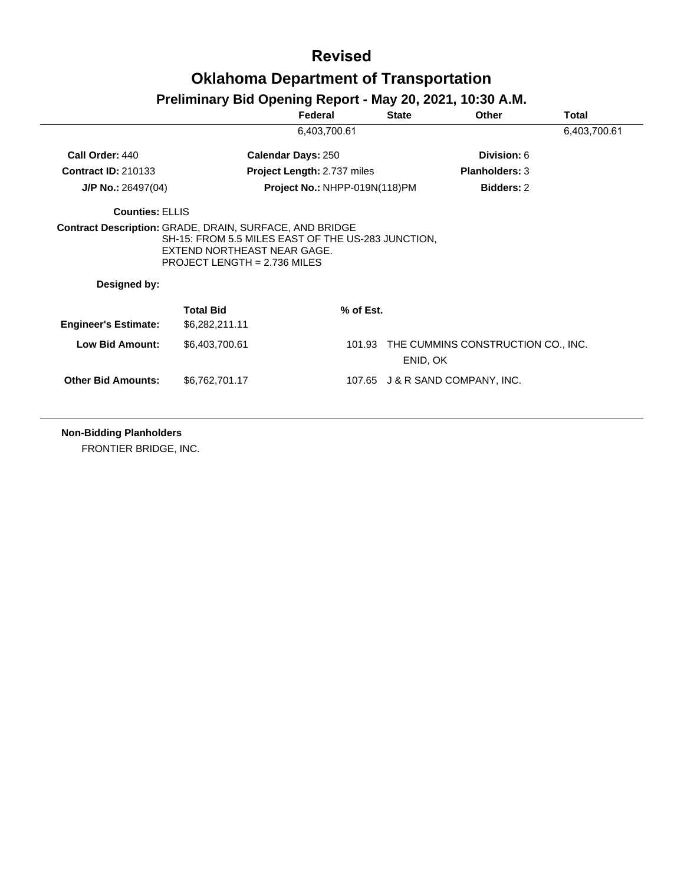# Revised

# Oklahoma Department of Transportation

## Preliminary Bid Opening Report - May 20, 2021, 10:30 A.M.

| Federal | State | Other | Total |
|---|---|---|---|
| 6,403,700.61 | | | 6,403,700.61 |

**Call Order:** 440 **Calendar Days:** 250 **Division:** 6

**Contract ID:** 210133 **Project Length:** 2.737 miles **Planholders:** 3

**J/P No.:** 26497(04) **Project No.:** NHPP-019N(118)PM **Bidders:** 2

**Counties:** ELLIS

**Contract Description:** GRADE, DRAIN, SURFACE, AND BRIDGE
SH-15: FROM 5.5 MILES EAST OF THE US-283 JUNCTION, EXTEND NORTHEAST NEAR GAGE.
PROJECT LENGTH = 2.736 MILES

**Designed by:**

| | Total Bid | % of Est. | |
|---|---|---|---|
| **Engineer's Estimate:** | $6,282,211.11 | | |
| **Low Bid Amount:** | $6,403,700.61 | 101.93 | THE CUMMINS CONSTRUCTION CO., INC.<br>ENID, OK |
| **Other Bid Amounts:** | $6,762,701.17 | 107.65 | J & R SAND COMPANY, INC. |

**Non-Bidding Planholders**

FRONTIER BRIDGE, INC.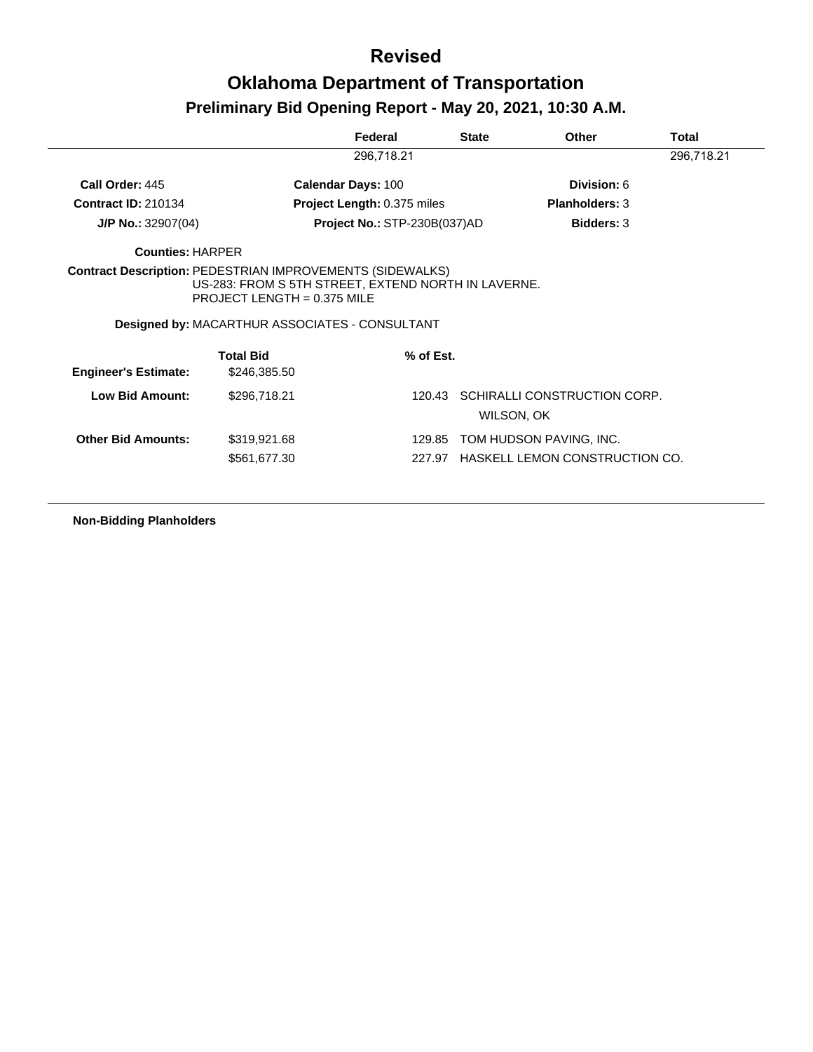# Revised

## Oklahoma Department of Transportation

### Preliminary Bid Opening Report - May 20, 2021, 10:30 A.M.

| Federal | State | Other | Total |
|---|---|---|---|
| 296,718.21 | | | 296,718.21 |

**Call Order:** 445 **Calendar Days:** 100 **Division:** 6

**Contract ID:** 210134 **Project Length:** 0.375 miles **Planholders:** 3

**J/P No.:** 32907(04) **Project No.:** STP-230B(037)AD **Bidders:** 3

**Counties:** HARPER

**Contract Description:** PEDESTRIAN IMPROVEMENTS (SIDEWALKS)
US-283: FROM S 5TH STREET, EXTEND NORTH IN LAVERNE.
PROJECT LENGTH = 0.375 MILE

**Designed by:** MACARTHUR ASSOCIATES - CONSULTANT

| | Total Bid | % of Est. | |
|---|---|---|---|
| **Engineer's Estimate:** | $246,385.50 | | |
| **Low Bid Amount:** | $296,718.21 | 120.43 | SCHIRALLI CONSTRUCTION CORP.<br>WILSON, OK |
| **Other Bid Amounts:** | $319,921.68 | 129.85 | TOM HUDSON PAVING, INC. |
| | $561,677.30 | 227.97 | HASKELL LEMON CONSTRUCTION CO. |

**Non-Bidding Planholders**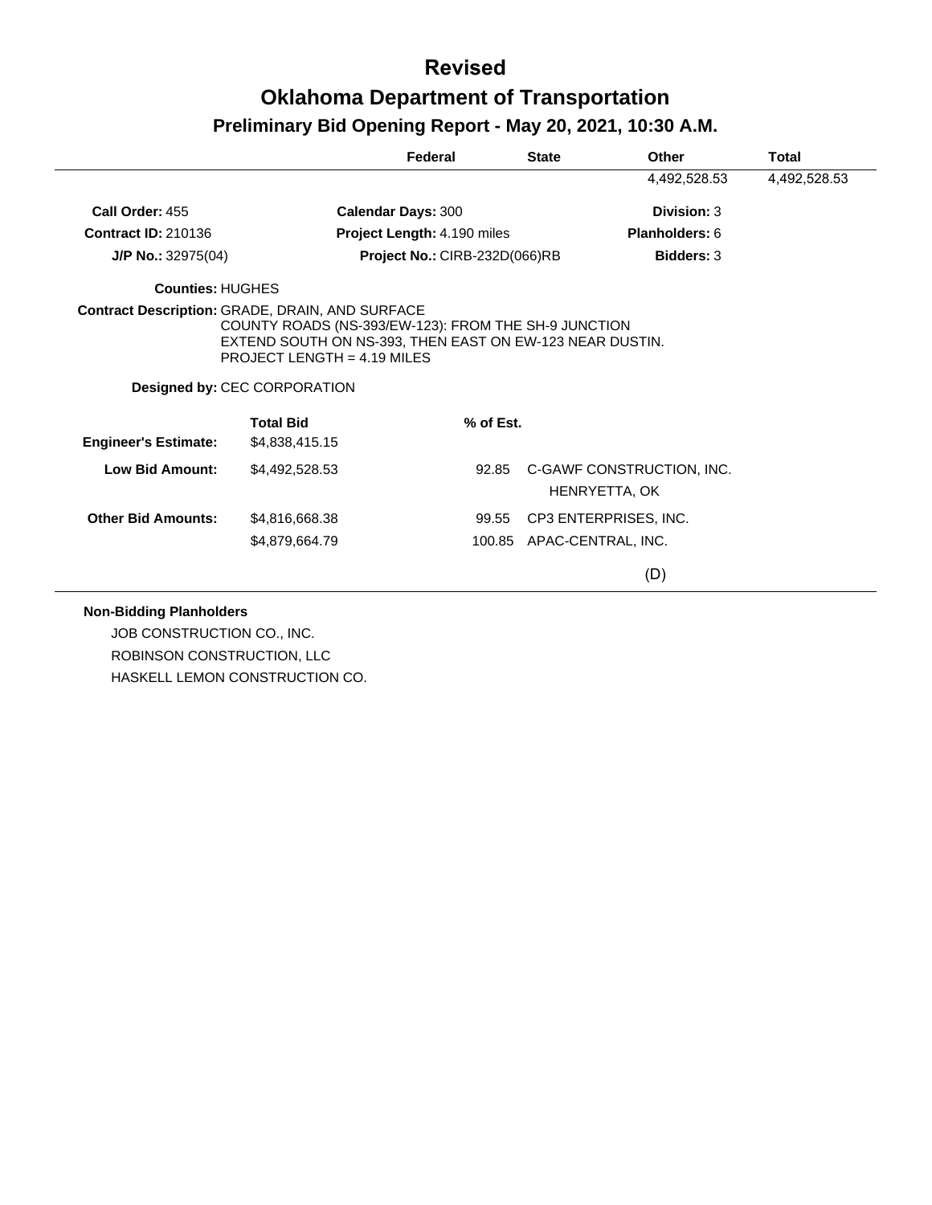# Revised

# Oklahoma Department of Transportation

## Preliminary Bid Opening Report - May 20, 2021, 10:30 A.M.

| | Federal | State | Other | Total |
|---|---|---|---|---|
| | | | 4,492,528.53 | 4,492,528.53 |

**Call Order:** 455 **Calendar Days:** 300 **Division:** 3

**Contract ID:** 210136 **Project Length:** 4.190 miles **Planholders:** 6

**J/P No.:** 32975(04) **Project No.:** CIRB-232D(066)RB **Bidders:** 3

**Counties:** HUGHES

**Contract Description:** GRADE, DRAIN, AND SURFACE
COUNTY ROADS (NS-393/EW-123): FROM THE SH-9 JUNCTION
EXTEND SOUTH ON NS-393, THEN EAST ON EW-123 NEAR DUSTIN.
PROJECT LENGTH = 4.19 MILES

**Designed by:** CEC CORPORATION

| | Total Bid | % of Est. | |
|---|---|---|---|
| **Engineer's Estimate:** | $4,838,415.15 | | |
| **Low Bid Amount:** | $4,492,528.53 | 92.85 | C-GAWF CONSTRUCTION, INC.<br>HENRYETTA, OK |
| **Other Bid Amounts:** | $4,816,668.38 | 99.55 | CP3 ENTERPRISES, INC. |
| | $4,879,664.79 | 100.85 | APAC-CENTRAL, INC. |

(D)

**Non-Bidding Planholders**

JOB CONSTRUCTION CO., INC.
ROBINSON CONSTRUCTION, LLC
HASKELL LEMON CONSTRUCTION CO.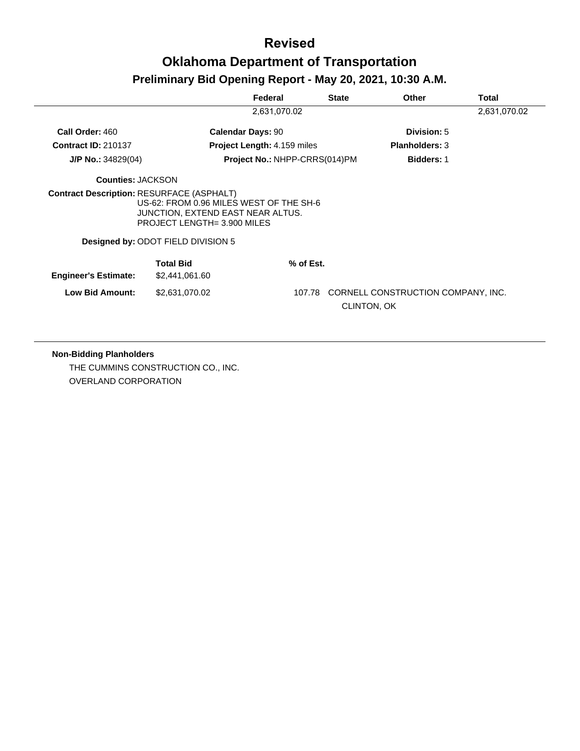# Revised

# Oklahoma Department of Transportation

## Preliminary Bid Opening Report - May 20, 2021, 10:30 A.M.

| | Federal | State | Other | Total |
|---|---|---|---|---|
| | 2,631,070.02 | | | 2,631,070.02 |

**Call Order:** 460 **Calendar Days:** 90 **Division:** 5

**Contract ID:** 210137 **Project Length:** 4.159 miles **Planholders:** 3

**J/P No.:** 34829(04) **Project No.:** NHPP-CRRS(014)PM **Bidders:** 1

**Counties:** JACKSON

**Contract Description:** RESURFACE (ASPHALT)
US-62: FROM 0.96 MILES WEST OF THE SH-6
JUNCTION, EXTEND EAST NEAR ALTUS.
PROJECT LENGTH= 3.900 MILES

**Designed by:** ODOT FIELD DIVISION 5

| | Total Bid | % of Est. | |
|---|---|---|---|
| **Engineer's Estimate:** | $2,441,061.60 | | |
| **Low Bid Amount:** | $2,631,070.02 | 107.78 | CORNELL CONSTRUCTION COMPANY, INC.<br>CLINTON, OK |

**Non-Bidding Planholders**

THE CUMMINS CONSTRUCTION CO., INC.

OVERLAND CORPORATION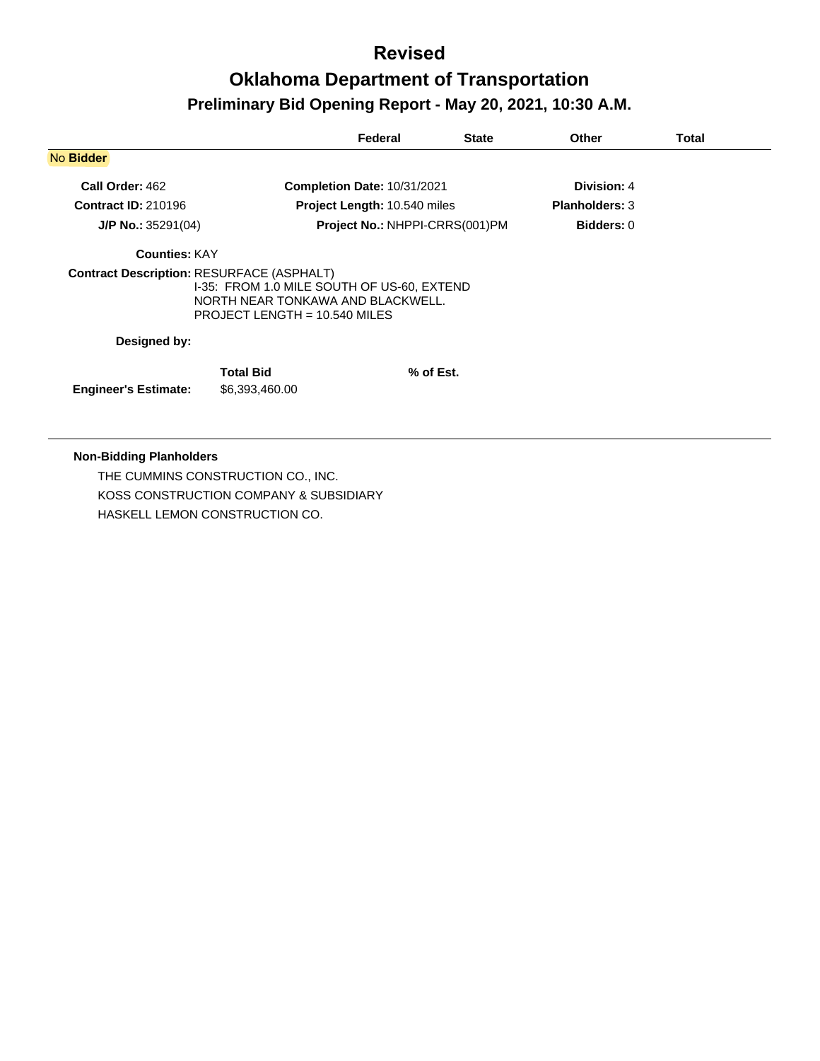# Revised

# Oklahoma Department of Transportation

## Preliminary Bid Opening Report - May 20, 2021, 10:30 A.M.

| | Federal | State | Other | Total |
|---|---|---|---|---|

**No Bidder**

**Call Order:** 462 **Completion Date:** 10/31/2021 **Division:** 4

**Contract ID:** 210196 **Project Length:** 10.540 miles **Planholders:** 3

**J/P No.:** 35291(04) **Project No.:** NHPPI-CRRS(001)PM **Bidders:** 0

**Counties:** KAY

**Contract Description:** RESURFACE (ASPHALT)
I-35: FROM 1.0 MILE SOUTH OF US-60, EXTEND NORTH NEAR TONKAWA AND BLACKWELL.
PROJECT LENGTH = 10.540 MILES

**Designed by:**

| | Total Bid | % of Est. |
|---|---|---|
| **Engineer's Estimate:** | $6,393,460.00 | |

**Non-Bidding Planholders**

THE CUMMINS CONSTRUCTION CO., INC.
KOSS CONSTRUCTION COMPANY & SUBSIDIARY
HASKELL LEMON CONSTRUCTION CO.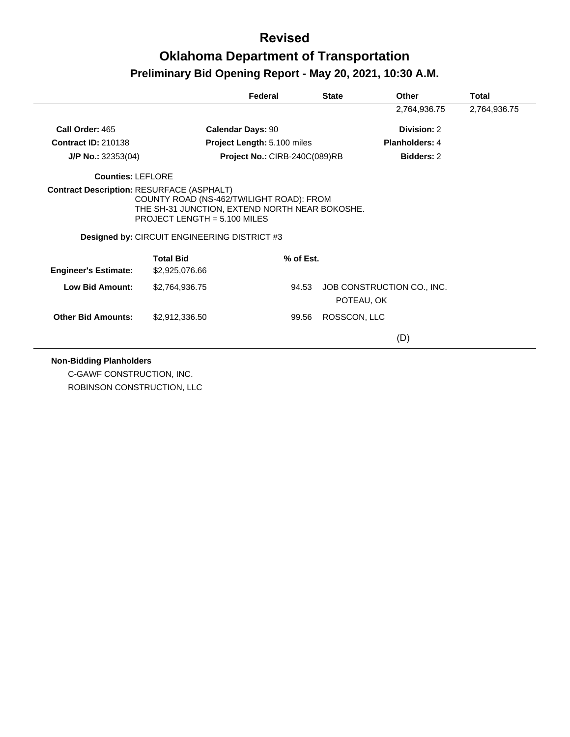# Revised

# Oklahoma Department of Transportation

## Preliminary Bid Opening Report - May 20, 2021, 10:30 A.M.

| | Federal | State | Other | Total |
|---|---|---|---|---|
| | | | 2,764,936.75 | 2,764,936.75 |

**Call Order:** 465 **Calendar Days:** 90 **Division:** 2

**Contract ID:** 210138 **Project Length:** 5.100 miles **Planholders:** 4

**J/P No.:** 32353(04) **Project No.:** CIRB-240C(089)RB **Bidders:** 2

**Counties:** LEFLORE

**Contract Description:** RESURFACE (ASPHALT)
COUNTY ROAD (NS-462/TWILIGHT ROAD): FROM THE SH-31 JUNCTION, EXTEND NORTH NEAR BOKOSHE.
PROJECT LENGTH = 5.100 MILES

**Designed by:** CIRCUIT ENGINEERING DISTRICT #3

| | Total Bid | % of Est. | |
|---|---|---|---|
| **Engineer's Estimate:** | $2,925,076.66 | | |
| **Low Bid Amount:** | $2,764,936.75 | 94.53 | JOB CONSTRUCTION CO., INC. POTEAU, OK |
| **Other Bid Amounts:** | $2,912,336.50 | 99.56 | ROSSCON, LLC (D) |

**Non-Bidding Planholders**

C-GAWF CONSTRUCTION, INC.

ROBINSON CONSTRUCTION, LLC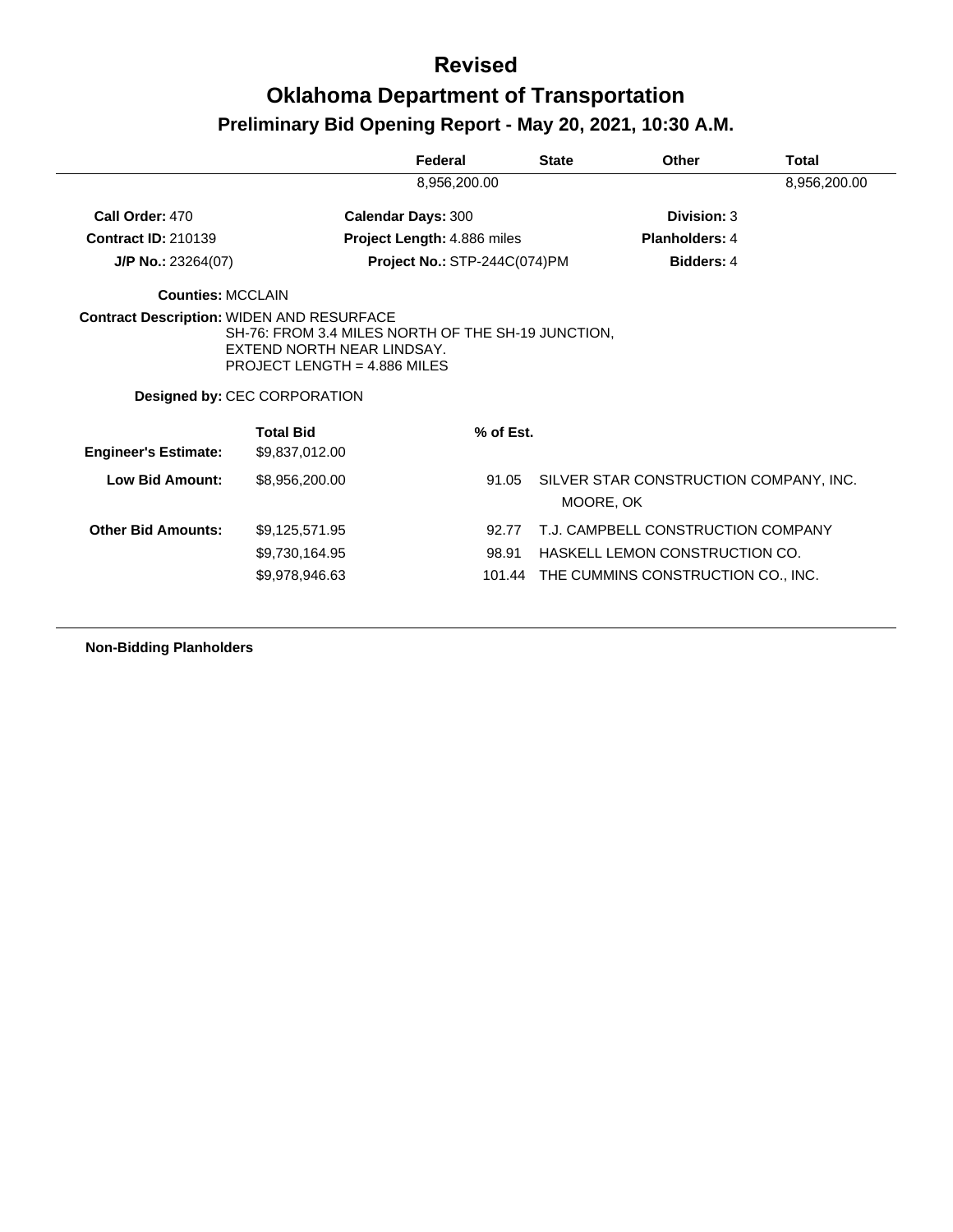# Revised

# Oklahoma Department of Transportation

## Preliminary Bid Opening Report - May 20, 2021, 10:30 A.M.

| | Federal | State | Other | Total |
|---|---|---|---|---|
| | 8,956,200.00 | | | 8,956,200.00 |

**Call Order:** 470 **Calendar Days:** 300 **Division:** 3

**Contract ID:** 210139 **Project Length:** 4.886 miles **Planholders:** 4

**J/P No.:** 23264(07) **Project No.:** STP-244C(074)PM **Bidders:** 4

**Counties:** MCCLAIN

**Contract Description:** WIDEN AND RESURFACE
SH-76: FROM 3.4 MILES NORTH OF THE SH-19 JUNCTION, EXTEND NORTH NEAR LINDSAY.
PROJECT LENGTH = 4.886 MILES

**Designed by:** CEC CORPORATION

| | Total Bid | % of Est. | |
|---|---|---|---|
| **Engineer's Estimate:** | $9,837,012.00 | | |
| **Low Bid Amount:** | $8,956,200.00 | 91.05 | SILVER STAR CONSTRUCTION COMPANY, INC. MOORE, OK |
| **Other Bid Amounts:** | $9,125,571.95 | 92.77 | T.J. CAMPBELL CONSTRUCTION COMPANY |
| | $9,730,164.95 | 98.91 | HASKELL LEMON CONSTRUCTION CO. |
| | $9,978,946.63 | 101.44 | THE CUMMINS CONSTRUCTION CO., INC. |

**Non-Bidding Planholders**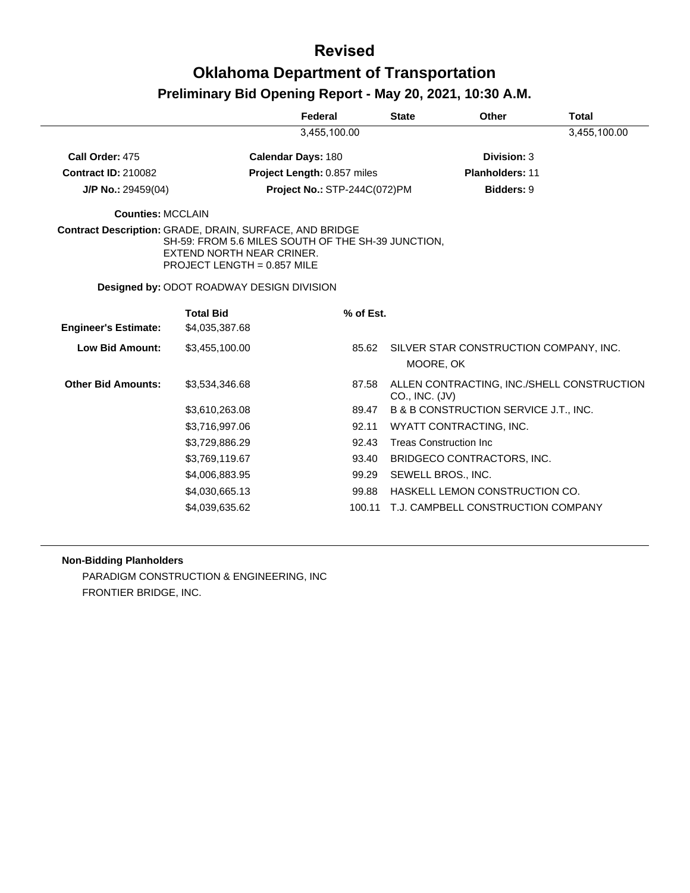# Revised

# Oklahoma Department of Transportation

## Preliminary Bid Opening Report - May 20, 2021, 10:30 A.M.

| | Federal | State | Other | Total |
|---|---|---|---|---|
| | 3,455,100.00 | | | 3,455,100.00 |

**Call Order:** 475 **Calendar Days:** 180 **Division:** 3

**Contract ID:** 210082 **Project Length:** 0.857 miles **Planholders:** 11

**J/P No.:** 29459(04) **Project No.:** STP-244C(072)PM **Bidders:** 9

**Counties:** MCCLAIN

**Contract Description:** GRADE, DRAIN, SURFACE, AND BRIDGE
SH-59: FROM 5.6 MILES SOUTH OF THE SH-39 JUNCTION, EXTEND NORTH NEAR CRINER.
PROJECT LENGTH = 0.857 MILE

**Designed by:** ODOT ROADWAY DESIGN DIVISION

| | Total Bid | % of Est. | |
|---|---|---|---|
| **Engineer's Estimate:** | $4,035,387.68 | | |
| **Low Bid Amount:** | $3,455,100.00 | 85.62 | SILVER STAR CONSTRUCTION COMPANY, INC. MOORE, OK |
| **Other Bid Amounts:** | $3,534,346.68 | 87.58 | ALLEN CONTRACTING, INC./SHELL CONSTRUCTION CO., INC. (JV) |
| | $3,610,263.08 | 89.47 | B & B CONSTRUCTION SERVICE J.T., INC. |
| | $3,716,997.06 | 92.11 | WYATT CONTRACTING, INC. |
| | $3,729,886.29 | 92.43 | Treas Construction Inc |
| | $3,769,119.67 | 93.40 | BRIDGECO CONTRACTORS, INC. |
| | $4,006,883.95 | 99.29 | SEWELL BROS., INC. |
| | $4,030,665.13 | 99.88 | HASKELL LEMON CONSTRUCTION CO. |
| | $4,039,635.62 | 100.11 | T.J. CAMPBELL CONSTRUCTION COMPANY |

**Non-Bidding Planholders**

PARADIGM CONSTRUCTION & ENGINEERING, INC

FRONTIER BRIDGE, INC.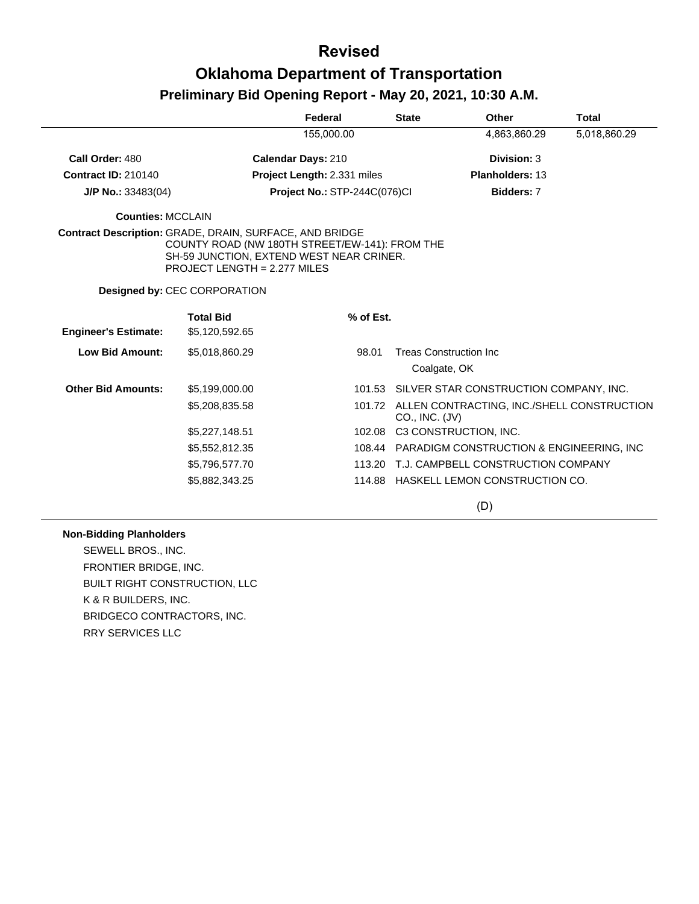# Revised

# Oklahoma Department of Transportation

## Preliminary Bid Opening Report - May 20, 2021, 10:30 A.M.

| | Federal | State | Other | Total |
|---|---|---|---|---|
| | 155,000.00 | | 4,863,860.29 | 5,018,860.29 |

**Call Order:** 480
**Contract ID:** 210140
**J/P No.:** 33483(04)

**Calendar Days:** 210
**Project Length:** 2.331 miles
**Project No.:** STP-244C(076)CI

**Division:** 3
**Planholders:** 13
**Bidders:** 7

**Counties:** MCCLAIN

**Contract Description:** GRADE, DRAIN, SURFACE, AND BRIDGE
COUNTY ROAD (NW 180TH STREET/EW-141): FROM THE SH-59 JUNCTION, EXTEND WEST NEAR CRINER.
PROJECT LENGTH = 2.277 MILES

**Designed by:** CEC CORPORATION

| | Total Bid | % of Est. | |
|---|---|---|---|
| **Engineer's Estimate:** | $5,120,592.65 | | |
| **Low Bid Amount:** | $5,018,860.29 | 98.01 | Treas Construction Inc<br>Coalgate, OK |
| **Other Bid Amounts:** | $5,199,000.00 | 101.53 | SILVER STAR CONSTRUCTION COMPANY, INC. |
| | $5,208,835.58 | 101.72 | ALLEN CONTRACTING, INC./SHELL CONSTRUCTION CO., INC. (JV) |
| | $5,227,148.51 | 102.08 | C3 CONSTRUCTION, INC. |
| | $5,552,812.35 | 108.44 | PARADIGM CONSTRUCTION & ENGINEERING, INC |
| | $5,796,577.70 | 113.20 | T.J. CAMPBELL CONSTRUCTION COMPANY |
| | $5,882,343.25 | 114.88 | HASKELL LEMON CONSTRUCTION CO. |

(D)

**Non-Bidding Planholders**

SEWELL BROS., INC.
FRONTIER BRIDGE, INC.
BUILT RIGHT CONSTRUCTION, LLC
K & R BUILDERS, INC.
BRIDGECO CONTRACTORS, INC.
RRY SERVICES LLC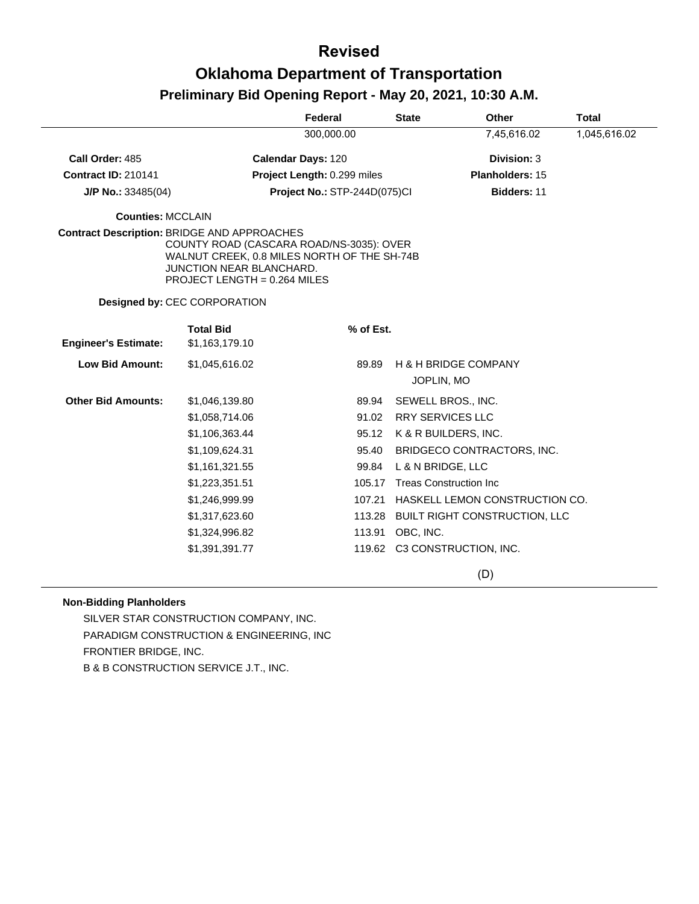# Revised

# Oklahoma Department of Transportation

## Preliminary Bid Opening Report - May 20, 2021, 10:30 A.M.

| Federal | State | Other | Total |
|---|---|---|---|
| 300,000.00 | | 7,45,616.02 | 1,045,616.02 |

**Call Order:** 485
**Calendar Days:** 120
**Division:** 3

**Contract ID:** 210141
**Project Length:** 0.299 miles
**Planholders:** 15

**J/P No.:** 33485(04)
**Project No.:** STP-244D(075)CI
**Bidders:** 11

**Counties:** MCCLAIN

**Contract Description:** BRIDGE AND APPROACHES
COUNTY ROAD (CASCARA ROAD/NS-3035): OVER WALNUT CREEK, 0.8 MILES NORTH OF THE SH-74B JUNCTION NEAR BLANCHARD.
PROJECT LENGTH = 0.264 MILES

**Designed by:** CEC CORPORATION

| | Total Bid | % of Est. | |
|---|---|---|---|
| **Engineer's Estimate:** | $1,163,179.10 | | |
| **Low Bid Amount:** | $1,045,616.02 | 89.89 | H & H BRIDGE COMPANY JOPLIN, MO |
| **Other Bid Amounts:** | $1,046,139.80 | 89.94 | SEWELL BROS., INC. |
| | $1,058,714.06 | 91.02 | RRY SERVICES LLC |
| | $1,106,363.44 | 95.12 | K & R BUILDERS, INC. |
| | $1,109,624.31 | 95.40 | BRIDGECO CONTRACTORS, INC. |
| | $1,161,321.55 | 99.84 | L & N BRIDGE, LLC |
| | $1,223,351.51 | 105.17 | Treas Construction Inc |
| | $1,246,999.99 | 107.21 | HASKELL LEMON CONSTRUCTION CO. |
| | $1,317,623.60 | 113.28 | BUILT RIGHT CONSTRUCTION, LLC |
| | $1,324,996.82 | 113.91 | OBC, INC. |
| | $1,391,391.77 | 119.62 | C3 CONSTRUCTION, INC. |

(D)

**Non-Bidding Planholders**

SILVER STAR CONSTRUCTION COMPANY, INC.
PARADIGM CONSTRUCTION & ENGINEERING, INC
FRONTIER BRIDGE, INC.
B & B CONSTRUCTION SERVICE J.T., INC.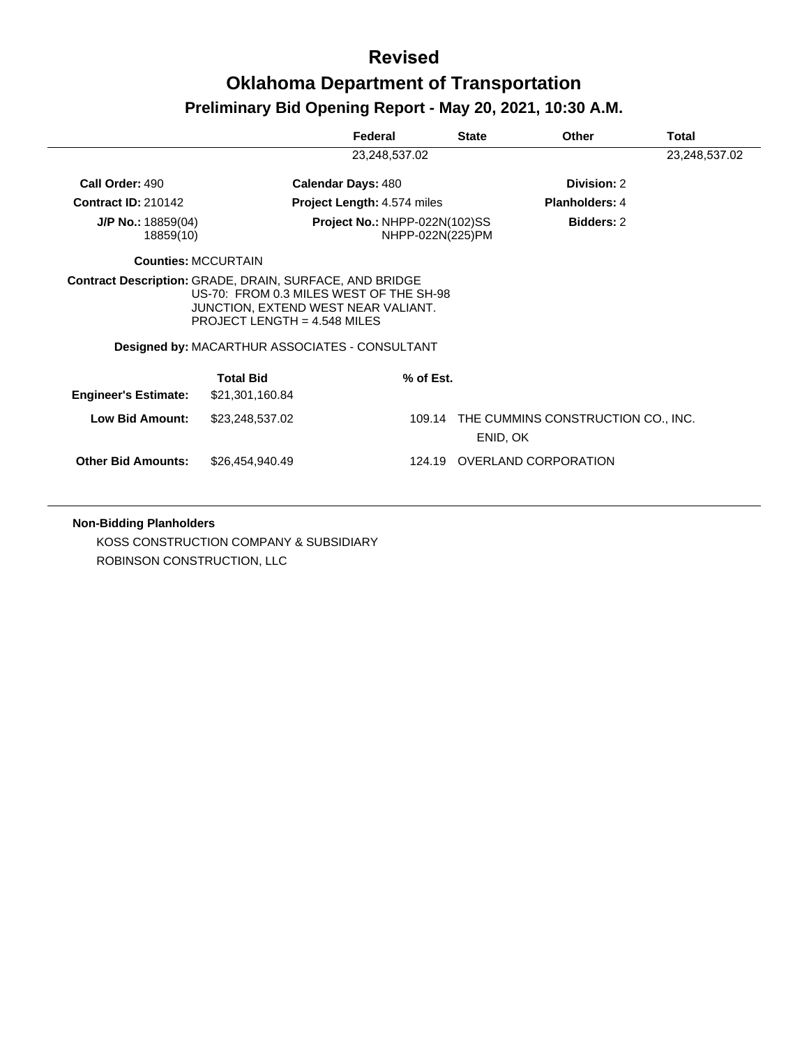# Revised

# Oklahoma Department of Transportation

## Preliminary Bid Opening Report - May 20, 2021, 10:30 A.M.

| | Federal | State | Other | Total |
|---|---|---|---|---|
| | 23,248,537.02 | | | 23,248,537.02 |

**Call Order:** 490 **Calendar Days:** 480 **Division:** 2

**Contract ID:** 210142 **Project Length:** 4.574 miles **Planholders:** 4

**J/P No.:** 18859(04) 18859(10) **Project No.:** NHPP-022N(102)SS NHPP-022N(225)PM **Bidders:** 2

**Counties:** MCCURTAIN

**Contract Description:** GRADE, DRAIN, SURFACE, AND BRIDGE
US-70: FROM 0.3 MILES WEST OF THE SH-98 JUNCTION, EXTEND WEST NEAR VALIANT.
PROJECT LENGTH = 4.548 MILES

**Designed by:** MACARTHUR ASSOCIATES - CONSULTANT

| | Total Bid | % of Est. | |
|---|---|---|---|
| **Engineer's Estimate:** | $21,301,160.84 | | |
| **Low Bid Amount:** | $23,248,537.02 | 109.14 | THE CUMMINS CONSTRUCTION CO., INC. ENID, OK |
| **Other Bid Amounts:** | $26,454,940.49 | 124.19 | OVERLAND CORPORATION |

**Non-Bidding Planholders**

KOSS CONSTRUCTION COMPANY & SUBSIDIARY

ROBINSON CONSTRUCTION, LLC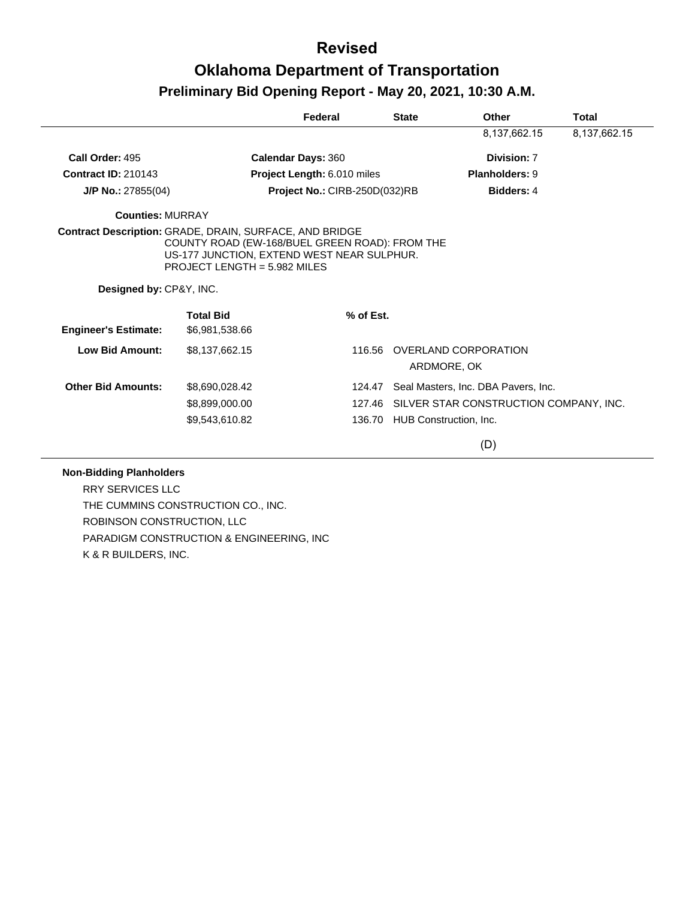# Revised

# Oklahoma Department of Transportation

## Preliminary Bid Opening Report - May 20, 2021, 10:30 A.M.

| | Federal | State | Other | Total |
|---|---|---|---|---|
| | | | 8,137,662.15 | 8,137,662.15 |

**Call Order:** 495 | **Calendar Days:** 360 | **Division:** 7

**Contract ID:** 210143 | **Project Length:** 6.010 miles | **Planholders:** 9

**J/P No.:** 27855(04) | **Project No.:** CIRB-250D(032)RB | **Bidders:** 4

**Counties:** MURRAY

**Contract Description:** GRADE, DRAIN, SURFACE, AND BRIDGE
COUNTY ROAD (EW-168/BUEL GREEN ROAD): FROM THE US-177 JUNCTION, EXTEND WEST NEAR SULPHUR.
PROJECT LENGTH = 5.982 MILES

**Designed by:** CP&Y, INC.

| | Total Bid | % of Est. | |
|---|---|---|---|
| **Engineer's Estimate:** | $6,981,538.66 | | |
| **Low Bid Amount:** | $8,137,662.15 | 116.56 | OVERLAND CORPORATION<br>ARDMORE, OK |
| **Other Bid Amounts:** | $8,690,028.42 | 124.47 | Seal Masters, Inc. DBA Pavers, Inc. |
| | $8,899,000.00 | 127.46 | SILVER STAR CONSTRUCTION COMPANY, INC. |
| | $9,543,610.82 | 136.70 | HUB Construction, Inc. |

(D)

**Non-Bidding Planholders**

RRY SERVICES LLC
THE CUMMINS CONSTRUCTION CO., INC.
ROBINSON CONSTRUCTION, LLC
PARADIGM CONSTRUCTION & ENGINEERING, INC
K & R BUILDERS, INC.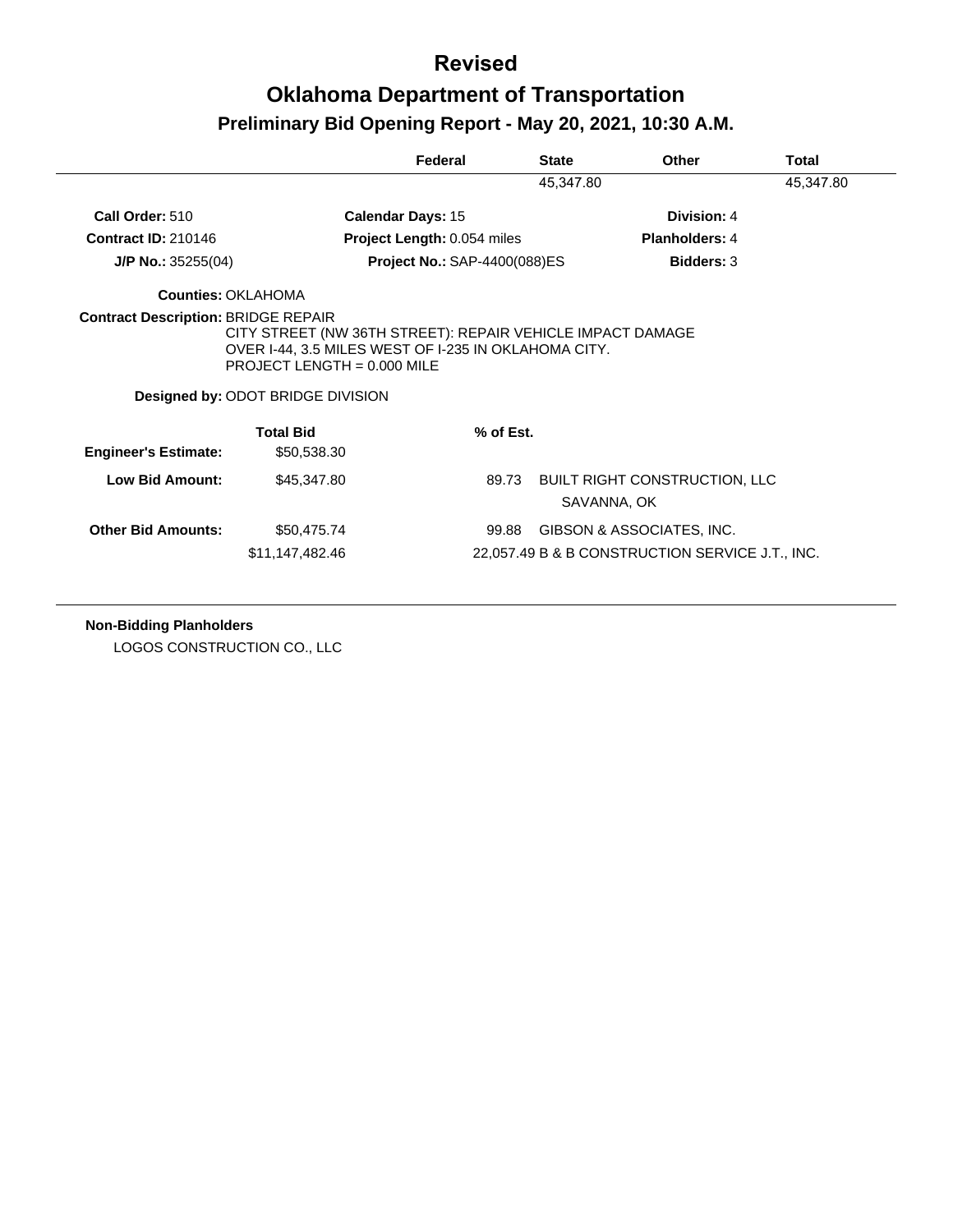# Revised

# Oklahoma Department of Transportation

## Preliminary Bid Opening Report - May 20, 2021, 10:30 A.M.

| Federal | State | Other | Total |
|---|---|---|---|
| | 45,347.80 | | 45,347.80 |

**Call Order:** 510 **Calendar Days:** 15 **Division:** 4

**Contract ID:** 210146 **Project Length:** 0.054 miles **Planholders:** 4

**J/P No.:** 35255(04) **Project No.:** SAP-4400(088)ES **Bidders:** 3

**Counties:** OKLAHOMA

**Contract Description:** BRIDGE REPAIR
CITY STREET (NW 36TH STREET): REPAIR VEHICLE IMPACT DAMAGE OVER I-44, 3.5 MILES WEST OF I-235 IN OKLAHOMA CITY.
PROJECT LENGTH = 0.000 MILE

**Designed by:** ODOT BRIDGE DIVISION

| | Total Bid | % of Est. | |
|---|---|---|---|
| **Engineer's Estimate:** | $50,538.30 | | |
| **Low Bid Amount:** | $45,347.80 | 89.73 | BUILT RIGHT CONSTRUCTION, LLC SAVANNA, OK |
| **Other Bid Amounts:** | $50,475.74 | 99.88 | GIBSON & ASSOCIATES, INC. |
| | $11,147,482.46 | 22,057.49 | B & B CONSTRUCTION SERVICE J.T., INC. |

**Non-Bidding Planholders**

LOGOS CONSTRUCTION CO., LLC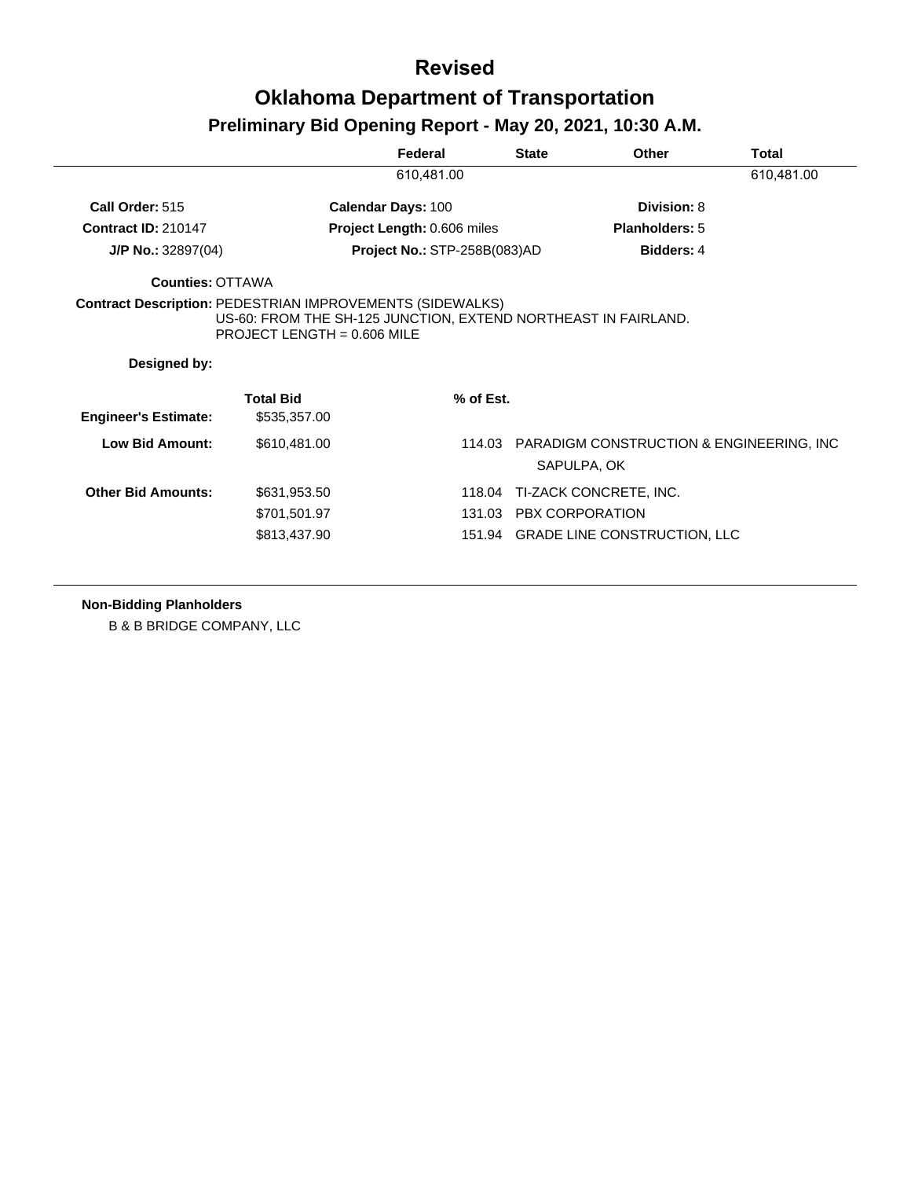# Revised

# Oklahoma Department of Transportation

## Preliminary Bid Opening Report - May 20, 2021, 10:30 A.M.

| | Federal | State | Other | Total |
|---|---|---|---|---|
| | 610,481.00 | | | 610,481.00 |

**Call Order:** 515 **Calendar Days:** 100 **Division:** 8

**Contract ID:** 210147 **Project Length:** 0.606 miles **Planholders:** 5

**J/P No.:** 32897(04) **Project No.:** STP-258B(083)AD **Bidders:** 4

**Counties:** OTTAWA

**Contract Description:** PEDESTRIAN IMPROVEMENTS (SIDEWALKS)
US-60: FROM THE SH-125 JUNCTION, EXTEND NORTHEAST IN FAIRLAND.
PROJECT LENGTH = 0.606 MILE

**Designed by:**

| | Total Bid | % of Est. | |
|---|---|---|---|
| **Engineer's Estimate:** | $535,357.00 | | |
| **Low Bid Amount:** | $610,481.00 | 114.03 | PARADIGM CONSTRUCTION & ENGINEERING, INC<br>SAPULPA, OK |
| **Other Bid Amounts:** | $631,953.50 | 118.04 | TI-ZACK CONCRETE, INC. |
| | $701,501.97 | 131.03 | PBX CORPORATION |
| | $813,437.90 | 151.94 | GRADE LINE CONSTRUCTION, LLC |

**Non-Bidding Planholders**

B & B BRIDGE COMPANY, LLC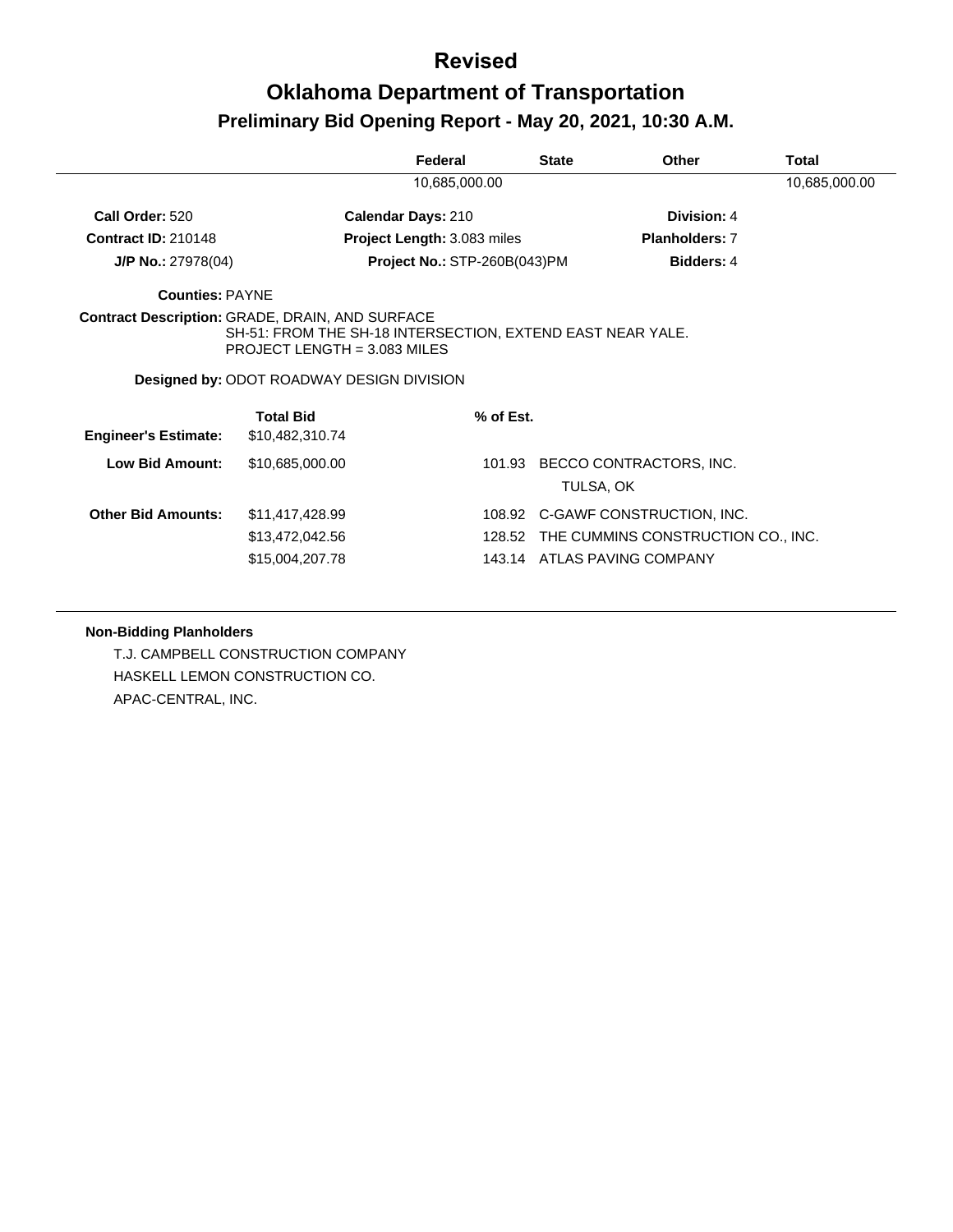# Revised

# Oklahoma Department of Transportation

## Preliminary Bid Opening Report - May 20, 2021, 10:30 A.M.

| Federal | State | Other | Total |
|---|---|---|---|
| 10,685,000.00 | | | 10,685,000.00 |

**Call Order:** 520 **Calendar Days:** 210 **Division:** 4

**Contract ID:** 210148 **Project Length:** 3.083 miles **Planholders:** 7

**J/P No.:** 27978(04) **Project No.:** STP-260B(043)PM **Bidders:** 4

**Counties:** PAYNE

**Contract Description:** GRADE, DRAIN, AND SURFACE
SH-51: FROM THE SH-18 INTERSECTION, EXTEND EAST NEAR YALE.
PROJECT LENGTH = 3.083 MILES

**Designed by:** ODOT ROADWAY DESIGN DIVISION

| | Total Bid | % of Est. | |
|---|---|---|---|
| **Engineer's Estimate:** | $10,482,310.74 | | |
| **Low Bid Amount:** | $10,685,000.00 | 101.93 | BECCO CONTRACTORS, INC.<br>TULSA, OK |
| **Other Bid Amounts:** | $11,417,428.99 | 108.92 | C-GAWF CONSTRUCTION, INC. |
| | $13,472,042.56 | 128.52 | THE CUMMINS CONSTRUCTION CO., INC. |
| | $15,004,207.78 | 143.14 | ATLAS PAVING COMPANY |

**Non-Bidding Planholders**

T.J. CAMPBELL CONSTRUCTION COMPANY
HASKELL LEMON CONSTRUCTION CO.
APAC-CENTRAL, INC.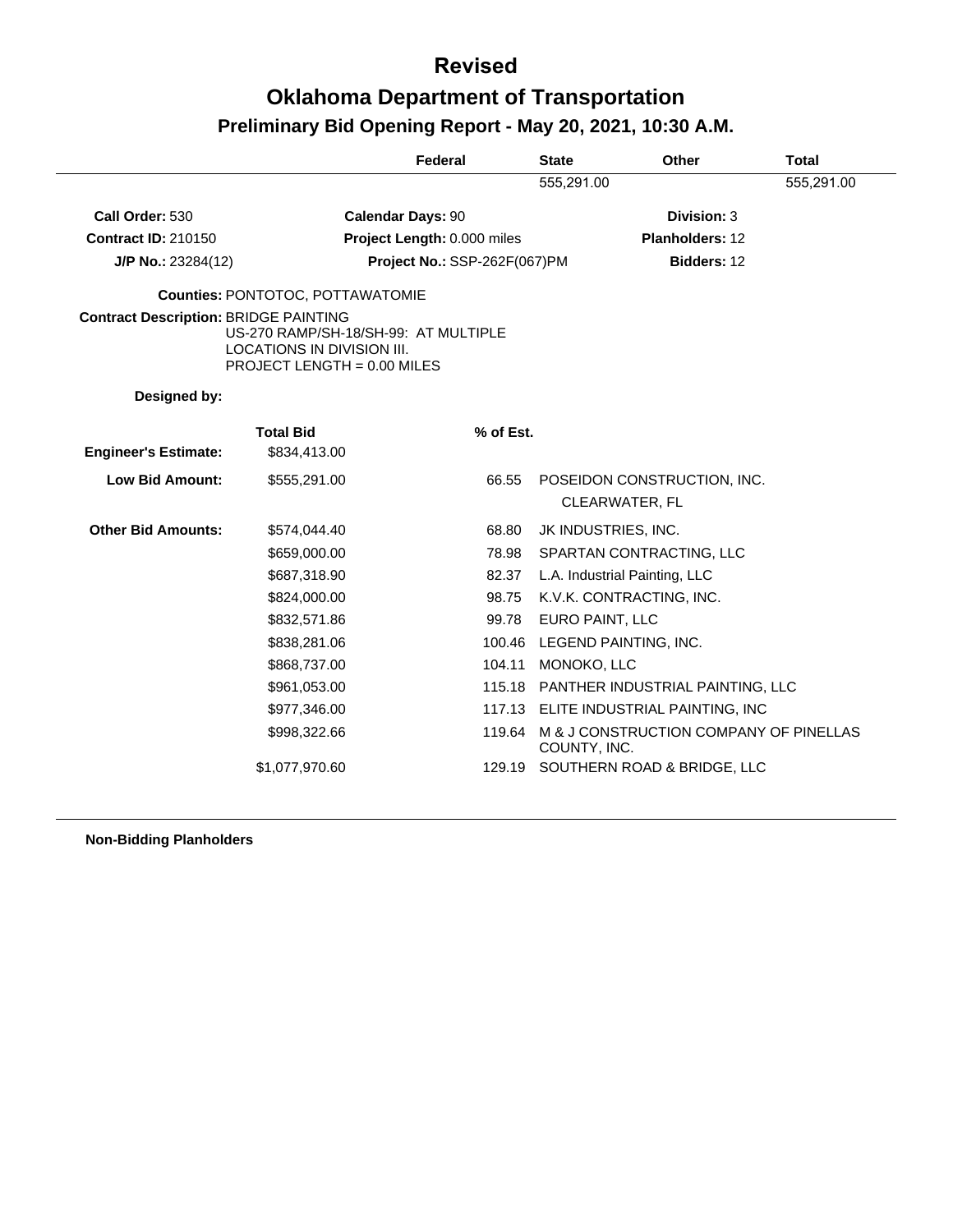# Revised

# Oklahoma Department of Transportation

## Preliminary Bid Opening Report - May 20, 2021, 10:30 A.M.

| | Federal | State | Other | Total |
|---|---|---|---|---|
| | | 555,291.00 | | 555,291.00 |

**Call Order:** 530  **Calendar Days:** 90  **Division:** 3

**Contract ID:** 210150  **Project Length:** 0.000 miles  **Planholders:** 12

**J/P No.:** 23284(12)  **Project No.:** SSP-262F(067)PM  **Bidders:** 12

**Counties:** PONTOTOC, POTTAWATOMIE

**Contract Description:** BRIDGE PAINTING
US-270 RAMP/SH-18/SH-99: AT MULTIPLE LOCATIONS IN DIVISION III.
PROJECT LENGTH = 0.00 MILES

**Designed by:**

| | Total Bid | % of Est. | |
|---|---|---|---|
| **Engineer's Estimate:** | $834,413.00 | | |
| **Low Bid Amount:** | $555,291.00 | 66.55 | POSEIDON CONSTRUCTION, INC. CLEARWATER, FL |
| **Other Bid Amounts:** | $574,044.40 | 68.80 | JK INDUSTRIES, INC. |
| | $659,000.00 | 78.98 | SPARTAN CONTRACTING, LLC |
| | $687,318.90 | 82.37 | L.A. Industrial Painting, LLC |
| | $824,000.00 | 98.75 | K.V.K. CONTRACTING, INC. |
| | $832,571.86 | 99.78 | EURO PAINT, LLC |
| | $838,281.06 | 100.46 | LEGEND PAINTING, INC. |
| | $868,737.00 | 104.11 | MONOKO, LLC |
| | $961,053.00 | 115.18 | PANTHER INDUSTRIAL PAINTING, LLC |
| | $977,346.00 | 117.13 | ELITE INDUSTRIAL PAINTING, INC |
| | $998,322.66 | 119.64 | M & J CONSTRUCTION COMPANY OF PINELLAS COUNTY, INC. |
| | $1,077,970.60 | 129.19 | SOUTHERN ROAD & BRIDGE, LLC |

**Non-Bidding Planholders**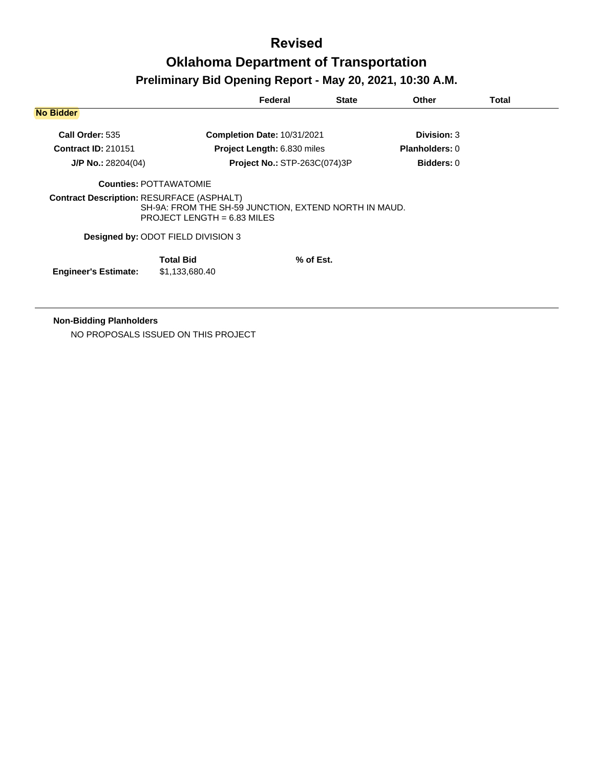# Revised

# Oklahoma Department of Transportation

## Preliminary Bid Opening Report - May 20, 2021, 10:30 A.M.

| | Federal | State | Other | Total |
|---|---|---|---|---|

**No Bidder**

**Call Order:** 535 | **Completion Date:** 10/31/2021 | **Division:** 3

**Contract ID:** 210151 | **Project Length:** 6.830 miles | **Planholders:** 0

**J/P No.:** 28204(04) | **Project No.:** STP-263C(074)3P | **Bidders:** 0

**Counties:** POTTAWATOMIE

**Contract Description:** RESURFACE (ASPHALT)
SH-9A: FROM THE SH-59 JUNCTION, EXTEND NORTH IN MAUD.
PROJECT LENGTH = 6.83 MILES

**Designed by:** ODOT FIELD DIVISION 3

| | Total Bid | % of Est. |
|---|---|---|
| **Engineer's Estimate:** | $1,133,680.40 | |

**Non-Bidding Planholders**

NO PROPOSALS ISSUED ON THIS PROJECT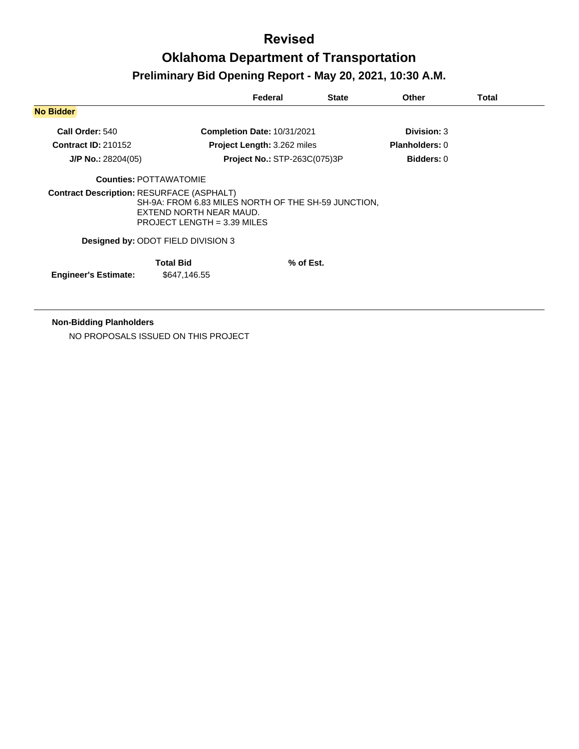# Revised

# Oklahoma Department of Transportation

## Preliminary Bid Opening Report - May 20, 2021, 10:30 A.M.

| | Federal | State | Other | Total |
|---|---|---|---|---|

**No Bidder**

| | | |
|---|---|---|
| **Call Order:** 540 | **Completion Date:** 10/31/2021 | **Division:** 3 |
| **Contract ID:** 210152 | **Project Length:** 3.262 miles | **Planholders:** 0 |
| **J/P No.:** 28204(05) | **Project No.:** STP-263C(075)3P | **Bidders:** 0 |

**Counties:** POTTAWATOMIE

**Contract Description:** RESURFACE (ASPHALT)
SH-9A: FROM 6.83 MILES NORTH OF THE SH-59 JUNCTION,
EXTEND NORTH NEAR MAUD.
PROJECT LENGTH = 3.39 MILES

**Designed by:** ODOT FIELD DIVISION 3

| | Total Bid | % of Est. |
|---|---|---|
| **Engineer's Estimate:** | $647,146.55 | |

**Non-Bidding Planholders**

NO PROPOSALS ISSUED ON THIS PROJECT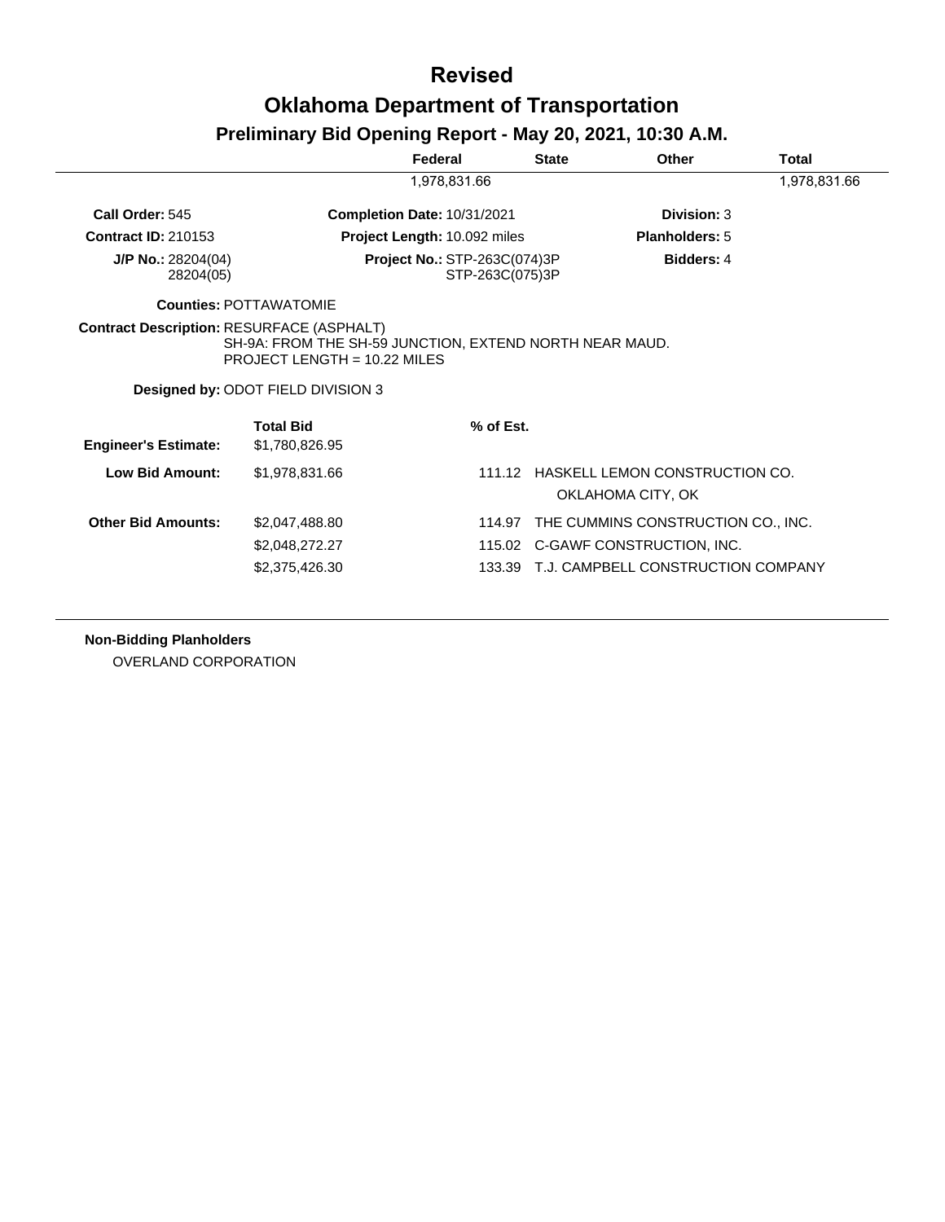# Revised

# Oklahoma Department of Transportation

## Preliminary Bid Opening Report - May 20, 2021, 10:30 A.M.

| Federal | State | Other | Total |
|---|---|---|---|
| 1,978,831.66 | | | 1,978,831.66 |

**Call Order:** 545
**Completion Date:** 10/31/2021
**Division:** 3

**Contract ID:** 210153
**Project Length:** 10.092 miles
**Planholders:** 5

**J/P No.:** 28204(04) 28204(05)
**Project No.:** STP-263C(074)3P STP-263C(075)3P
**Bidders:** 4

**Counties:** POTTAWATOMIE

**Contract Description:** RESURFACE (ASPHALT)
SH-9A: FROM THE SH-59 JUNCTION, EXTEND NORTH NEAR MAUD.
PROJECT LENGTH = 10.22 MILES

**Designed by:** ODOT FIELD DIVISION 3

| | Total Bid | % of Est. | |
|---|---|---|---|
| **Engineer's Estimate:** | $1,780,826.95 | | |
| **Low Bid Amount:** | $1,978,831.66 | 111.12 | HASKELL LEMON CONSTRUCTION CO. OKLAHOMA CITY, OK |
| **Other Bid Amounts:** | $2,047,488.80 | 114.97 | THE CUMMINS CONSTRUCTION CO., INC. |
| | $2,048,272.27 | 115.02 | C-GAWF CONSTRUCTION, INC. |
| | $2,375,426.30 | 133.39 | T.J. CAMPBELL CONSTRUCTION COMPANY |

**Non-Bidding Planholders**

OVERLAND CORPORATION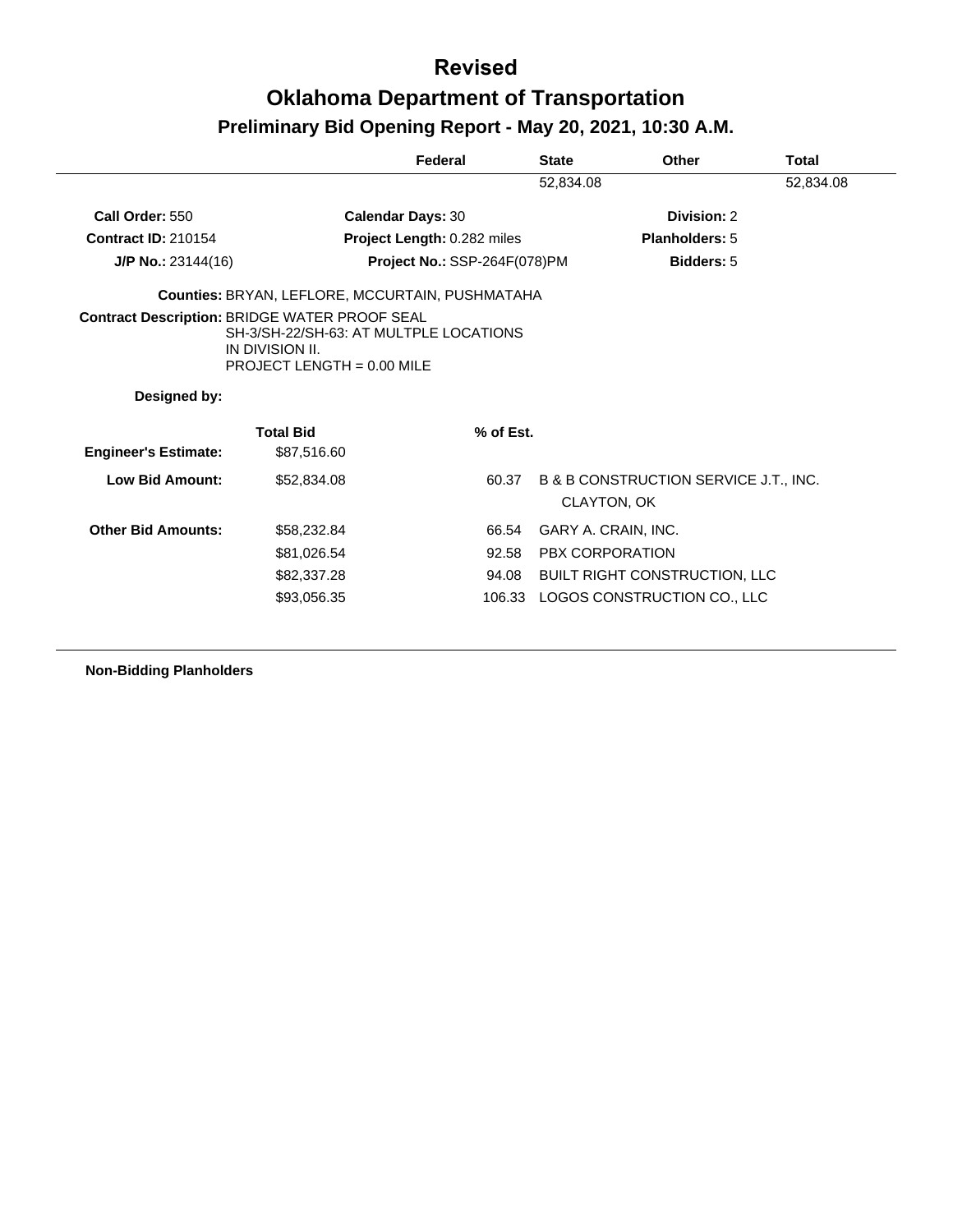# Revised

# Oklahoma Department of Transportation

## Preliminary Bid Opening Report - May 20, 2021, 10:30 A.M.

| | Federal | State | Other | Total |
|---|---|---|---|---|
| | | 52,834.08 | | 52,834.08 |

**Call Order:** 550 **Calendar Days:** 30 **Division:** 2

**Contract ID:** 210154 **Project Length:** 0.282 miles **Planholders:** 5

**J/P No.:** 23144(16) **Project No.:** SSP-264F(078)PM **Bidders:** 5

**Counties:** BRYAN, LEFLORE, MCCURTAIN, PUSHMATAHA

**Contract Description:** BRIDGE WATER PROOF SEAL
SH-3/SH-22/SH-63: AT MULTPLE LOCATIONS
IN DIVISION II.
PROJECT LENGTH = 0.00 MILE

**Designed by:**

| | Total Bid | % of Est. | |
|---|---|---|---|
| **Engineer's Estimate:** | $87,516.60 | | |
| **Low Bid Amount:** | $52,834.08 | 60.37 | B & B CONSTRUCTION SERVICE J.T., INC.<br>CLAYTON, OK |
| **Other Bid Amounts:** | $58,232.84 | 66.54 | GARY A. CRAIN, INC. |
| | $81,026.54 | 92.58 | PBX CORPORATION |
| | $82,337.28 | 94.08 | BUILT RIGHT CONSTRUCTION, LLC |
| | $93,056.35 | 106.33 | LOGOS CONSTRUCTION CO., LLC |

**Non-Bidding Planholders**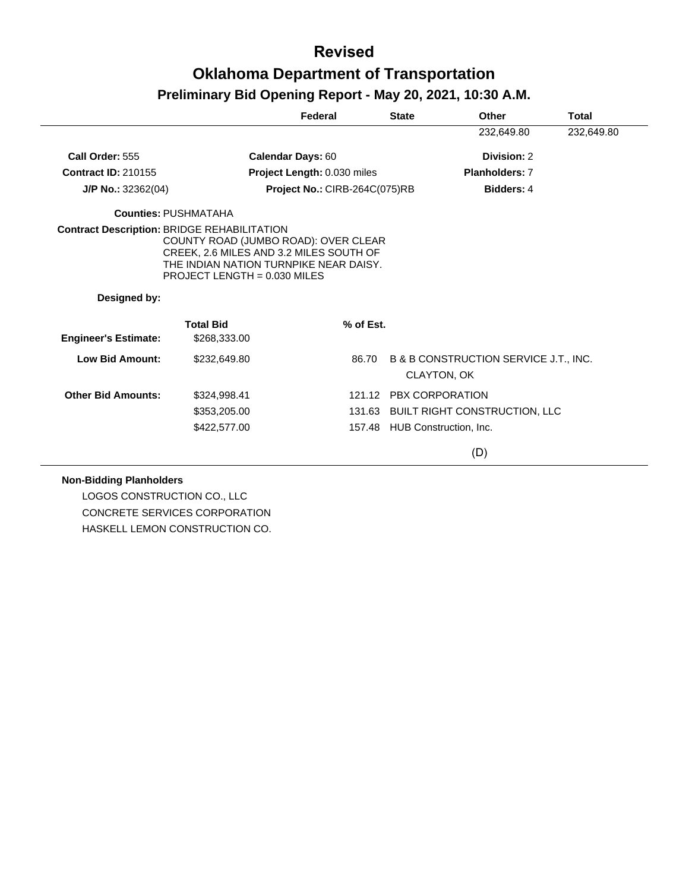# Revised

# Oklahoma Department of Transportation

## Preliminary Bid Opening Report - May 20, 2021, 10:30 A.M.

| Federal | State | Other | Total |
|---|---|---|---|
| | | 232,649.80 | 232,649.80 |

**Call Order:** 555 | **Calendar Days:** 60 | **Division:** 2

**Contract ID:** 210155 | **Project Length:** 0.030 miles | **Planholders:** 7

**J/P No.:** 32362(04) | **Project No.:** CIRB-264C(075)RB | **Bidders:** 4

**Counties:** PUSHMATAHA

**Contract Description:** BRIDGE REHABILITATION
COUNTY ROAD (JUMBO ROAD): OVER CLEAR CREEK, 2.6 MILES AND 3.2 MILES SOUTH OF THE INDIAN NATION TURNPIKE NEAR DAISY.
PROJECT LENGTH = 0.030 MILES

**Designed by:**

| | Total Bid | % of Est. | |
|---|---|---|---|
| **Engineer's Estimate:** | $268,333.00 | | |
| **Low Bid Amount:** | $232,649.80 | 86.70 | B & B CONSTRUCTION SERVICE J.T., INC. CLAYTON, OK |
| **Other Bid Amounts:** | $324,998.41 | 121.12 | PBX CORPORATION |
| | $353,205.00 | 131.63 | BUILT RIGHT CONSTRUCTION, LLC |
| | $422,577.00 | 157.48 | HUB Construction, Inc. |

(D)

**Non-Bidding Planholders**

LOGOS CONSTRUCTION CO., LLC
CONCRETE SERVICES CORPORATION
HASKELL LEMON CONSTRUCTION CO.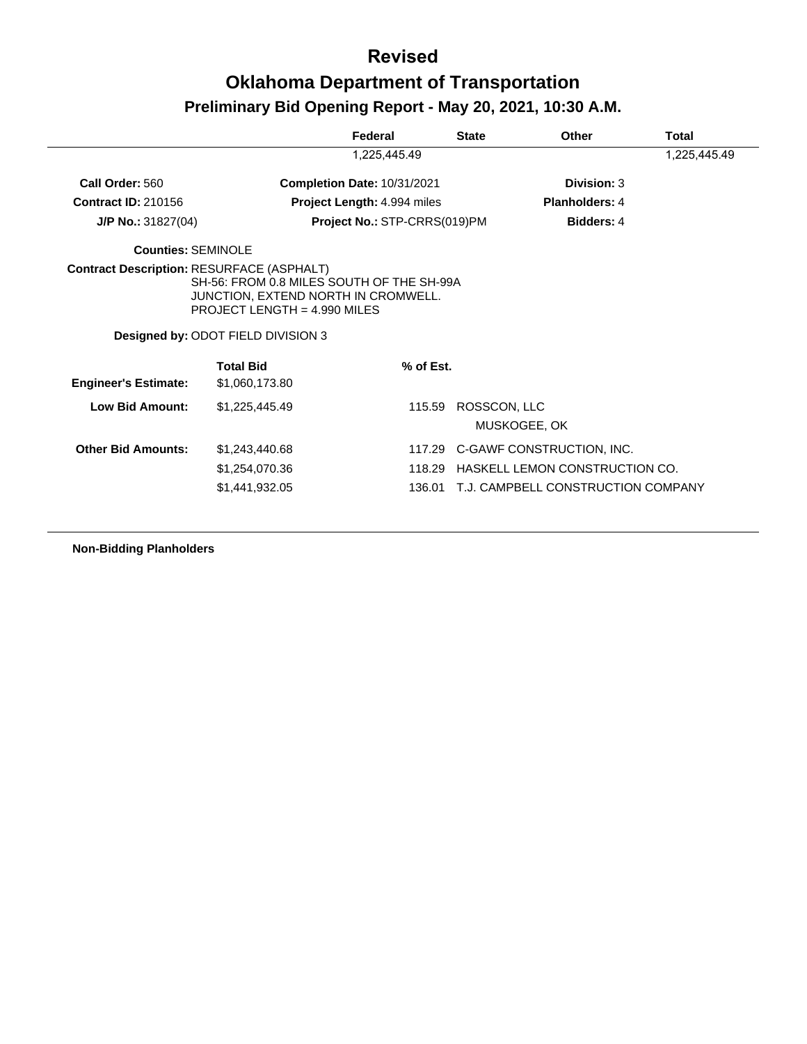# Revised

# Oklahoma Department of Transportation

## Preliminary Bid Opening Report - May 20, 2021, 10:30 A.M.

| Federal | State | Other | Total |
|---|---|---|---|
| 1,225,445.49 | | | 1,225,445.49 |

**Call Order:** 560 **Completion Date:** 10/31/2021 **Division:** 3

**Contract ID:** 210156 **Project Length:** 4.994 miles **Planholders:** 4

**J/P No.:** 31827(04) **Project No.:** STP-CRRS(019)PM **Bidders:** 4

**Counties:** SEMINOLE

**Contract Description:** RESURFACE (ASPHALT)
SH-56: FROM 0.8 MILES SOUTH OF THE SH-99A JUNCTION, EXTEND NORTH IN CROMWELL.
PROJECT LENGTH = 4.990 MILES

**Designed by:** ODOT FIELD DIVISION 3

| | Total Bid | % of Est. | |
|---|---|---|---|
| **Engineer's Estimate:** | $1,060,173.80 | | |
| **Low Bid Amount:** | $1,225,445.49 | 115.59 | ROSSCON, LLC<br>MUSKOGEE, OK |
| **Other Bid Amounts:** | $1,243,440.68 | 117.29 | C-GAWF CONSTRUCTION, INC. |
| | $1,254,070.36 | 118.29 | HASKELL LEMON CONSTRUCTION CO. |
| | $1,441,932.05 | 136.01 | T.J. CAMPBELL CONSTRUCTION COMPANY |

**Non-Bidding Planholders**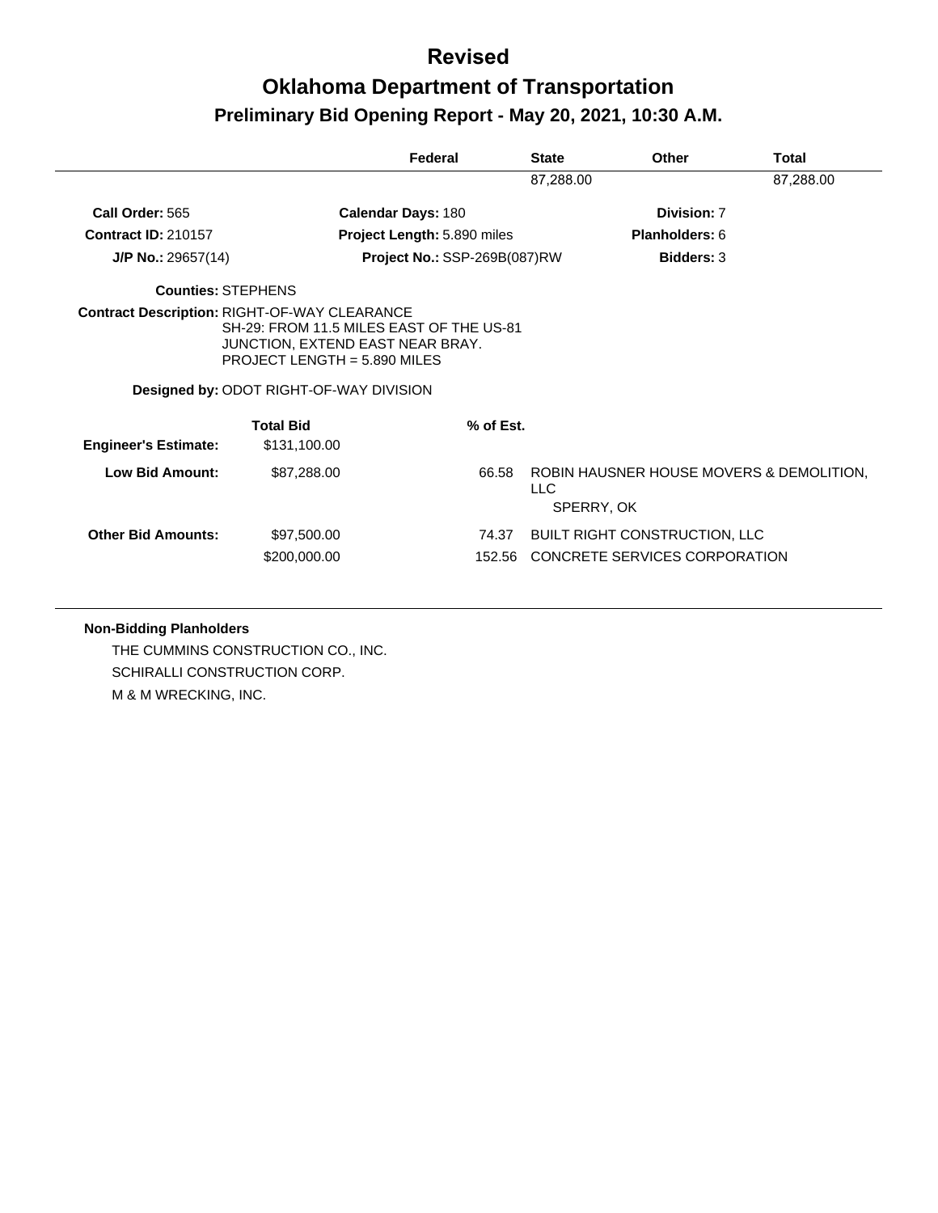# Revised

# Oklahoma Department of Transportation

## Preliminary Bid Opening Report - May 20, 2021, 10:30 A.M.

| | Federal | State | Other | Total |
|---|---|---|---|---|
| | | 87,288.00 | | 87,288.00 |

**Call Order:** 565
**Calendar Days:** 180
**Division:** 7

**Contract ID:** 210157
**Project Length:** 5.890 miles
**Planholders:** 6

**J/P No.:** 29657(14)
**Project No.:** SSP-269B(087)RW
**Bidders:** 3

**Counties:** STEPHENS

**Contract Description:** RIGHT-OF-WAY CLEARANCE
SH-29: FROM 11.5 MILES EAST OF THE US-81 JUNCTION, EXTEND EAST NEAR BRAY.
PROJECT LENGTH = 5.890 MILES

**Designed by:** ODOT RIGHT-OF-WAY DIVISION

| | Total Bid | % of Est. | |
|---|---|---|---|
| **Engineer's Estimate:** | $131,100.00 | | |
| **Low Bid Amount:** | $87,288.00 | 66.58 | ROBIN HAUSNER HOUSE MOVERS & DEMOLITION, LLC<br>SPERRY, OK |
| **Other Bid Amounts:** | $97,500.00 | 74.37 | BUILT RIGHT CONSTRUCTION, LLC |
| | $200,000.00 | 152.56 | CONCRETE SERVICES CORPORATION |

**Non-Bidding Planholders**

THE CUMMINS CONSTRUCTION CO., INC.
SCHIRALLI CONSTRUCTION CORP.
M & M WRECKING, INC.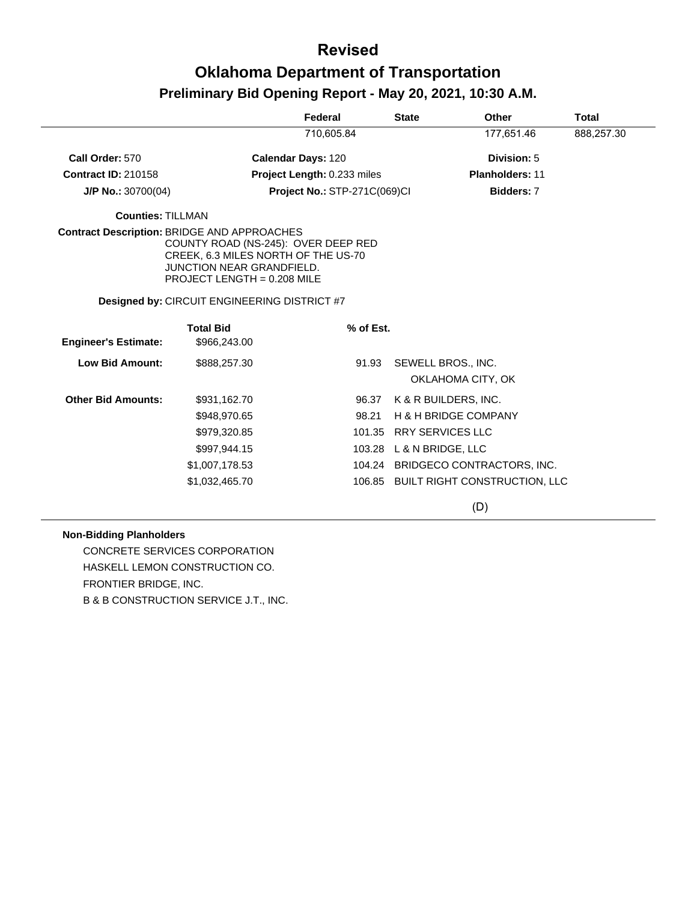# Revised

# Oklahoma Department of Transportation

## Preliminary Bid Opening Report - May 20, 2021, 10:30 A.M.

| | Federal | State | Other | Total |
|---|---|---|---|---|
| | 710,605.84 | | 177,651.46 | 888,257.30 |

**Call Order:** 570 **Calendar Days:** 120 **Division:** 5

**Contract ID:** 210158 **Project Length:** 0.233 miles **Planholders:** 11

**J/P No.:** 30700(04) **Project No.:** STP-271C(069)CI **Bidders:** 7

**Counties:** TILLMAN

**Contract Description:** BRIDGE AND APPROACHES
COUNTY ROAD (NS-245): OVER DEEP RED CREEK, 6.3 MILES NORTH OF THE US-70 JUNCTION NEAR GRANDFIELD.
PROJECT LENGTH = 0.208 MILE

**Designed by:** CIRCUIT ENGINEERING DISTRICT #7

| | Total Bid | % of Est. | |
|---|---|---|---|
| **Engineer's Estimate:** | $966,243.00 | | |
| **Low Bid Amount:** | $888,257.30 | 91.93 | SEWELL BROS., INC. OKLAHOMA CITY, OK |
| **Other Bid Amounts:** | $931,162.70 | 96.37 | K & R BUILDERS, INC. |
| | $948,970.65 | 98.21 | H & H BRIDGE COMPANY |
| | $979,320.85 | 101.35 | RRY SERVICES LLC |
| | $997,944.15 | 103.28 | L & N BRIDGE, LLC |
| | $1,007,178.53 | 104.24 | BRIDGECO CONTRACTORS, INC. |
| | $1,032,465.70 | 106.85 | BUILT RIGHT CONSTRUCTION, LLC |

(D)

**Non-Bidding Planholders**

CONCRETE SERVICES CORPORATION
HASKELL LEMON CONSTRUCTION CO.
FRONTIER BRIDGE, INC.
B & B CONSTRUCTION SERVICE J.T., INC.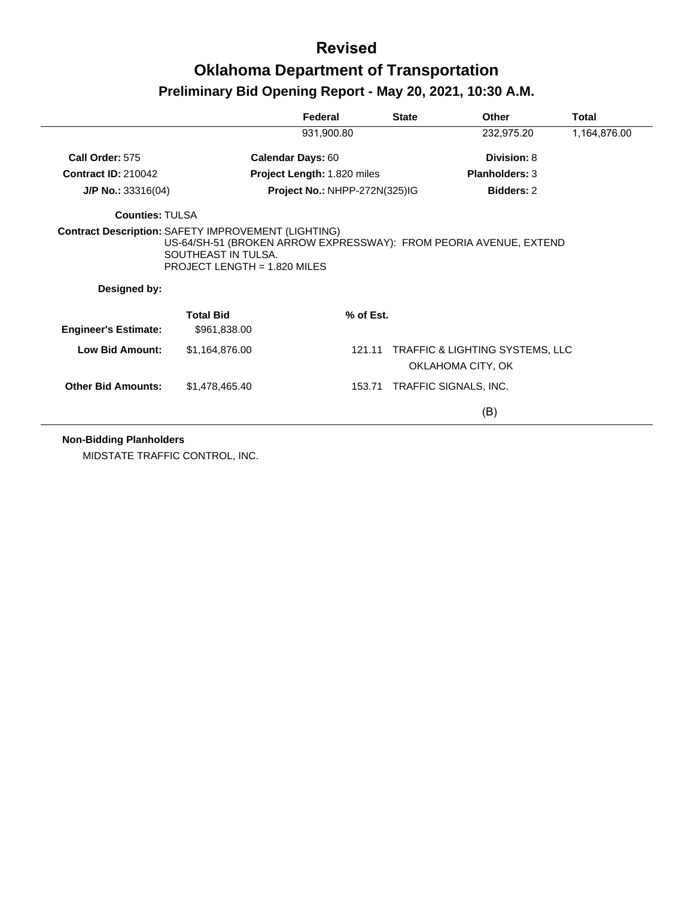# Revised

# Oklahoma Department of Transportation

## Preliminary Bid Opening Report - May 20, 2021, 10:30 A.M.

| Federal | State | Other | Total |
|---|---|---|---|
| 931,900.80 | | 232,975.20 | 1,164,876.00 |

**Call Order:** 575 | **Calendar Days:** 60 | **Division:** 8

**Contract ID:** 210042 | **Project Length:** 1.820 miles | **Planholders:** 3

**J/P No.:** 33316(04) | **Project No.:** NHPP-272N(325)IG | **Bidders:** 2

**Counties:** TULSA

**Contract Description:** SAFETY IMPROVEMENT (LIGHTING)
US-64/SH-51 (BROKEN ARROW EXPRESSWAY): FROM PEORIA AVENUE, EXTEND SOUTHEAST IN TULSA.
PROJECT LENGTH = 1.820 MILES

**Designed by:**

| | Total Bid | % of Est. | |
|---|---|---|---|
| **Engineer's Estimate:** | $961,838.00 | | |
| **Low Bid Amount:** | $1,164,876.00 | 121.11 | TRAFFIC & LIGHTING SYSTEMS, LLC<br>OKLAHOMA CITY, OK |
| **Other Bid Amounts:** | $1,478,465.40 | 153.71 | TRAFFIC SIGNALS, INC.<br>(B) |

**Non-Bidding Planholders**

MIDSTATE TRAFFIC CONTROL, INC.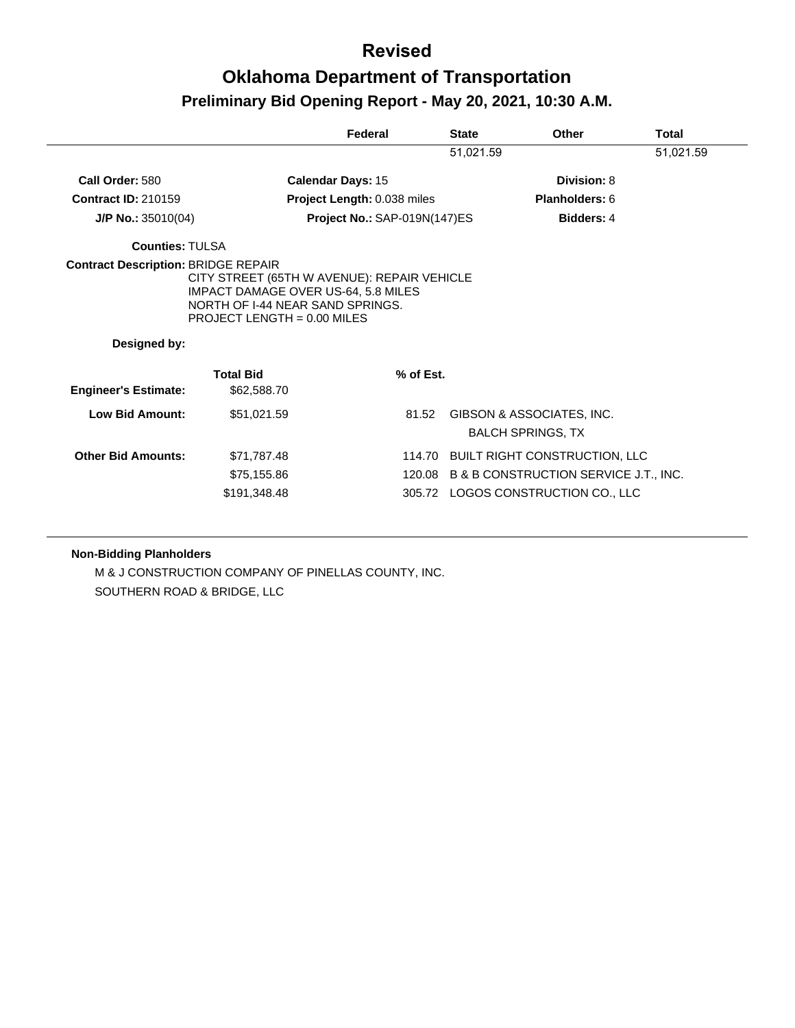# Revised

# Oklahoma Department of Transportation

## Preliminary Bid Opening Report - May 20, 2021, 10:30 A.M.

| | Federal | State | Other | Total |
|---|---|---|---|---|
| | | 51,021.59 | | 51,021.59 |

**Call Order:** 580  **Calendar Days:** 15  **Division:** 8

**Contract ID:** 210159  **Project Length:** 0.038 miles  **Planholders:** 6

**J/P No.:** 35010(04)  **Project No.:** SAP-019N(147)ES  **Bidders:** 4

**Counties:** TULSA

**Contract Description:** BRIDGE REPAIR
CITY STREET (65TH W AVENUE): REPAIR VEHICLE IMPACT DAMAGE OVER US-64, 5.8 MILES NORTH OF I-44 NEAR SAND SPRINGS.
PROJECT LENGTH = 0.00 MILES

**Designed by:**

| | Total Bid | % of Est. | |
|---|---|---|---|
| **Engineer's Estimate:** | $62,588.70 | | |
| **Low Bid Amount:** | $51,021.59 | 81.52 | GIBSON & ASSOCIATES, INC.<br>BALCH SPRINGS, TX |
| **Other Bid Amounts:** | $71,787.48 | 114.70 | BUILT RIGHT CONSTRUCTION, LLC |
| | $75,155.86 | 120.08 | B & B CONSTRUCTION SERVICE J.T., INC. |
| | $191,348.48 | 305.72 | LOGOS CONSTRUCTION CO., LLC |

**Non-Bidding Planholders**

M & J CONSTRUCTION COMPANY OF PINELLAS COUNTY, INC.

SOUTHERN ROAD & BRIDGE, LLC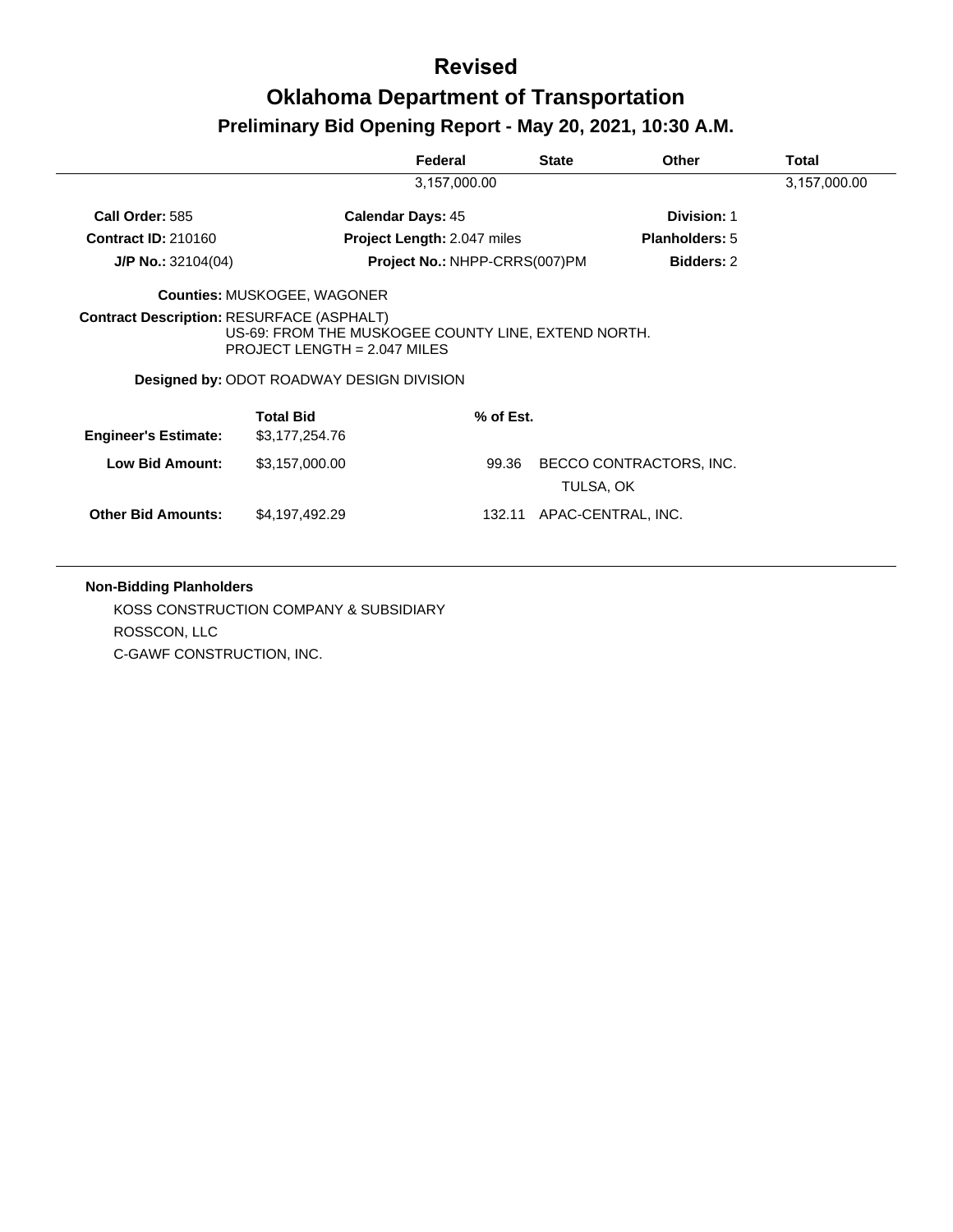# Revised

# Oklahoma Department of Transportation

## Preliminary Bid Opening Report - May 20, 2021, 10:30 A.M.

| | Federal | State | Other | Total |
|---|---|---|---|---|
| | 3,157,000.00 | | | 3,157,000.00 |

**Call Order:** 585 **Calendar Days:** 45 **Division:** 1

**Contract ID:** 210160 **Project Length:** 2.047 miles **Planholders:** 5

**J/P No.:** 32104(04) **Project No.:** NHPP-CRRS(007)PM **Bidders:** 2

**Counties:** MUSKOGEE, WAGONER

**Contract Description:** RESURFACE (ASPHALT)
US-69: FROM THE MUSKOGEE COUNTY LINE, EXTEND NORTH.
PROJECT LENGTH = 2.047 MILES

**Designed by:** ODOT ROADWAY DESIGN DIVISION

| | Total Bid | % of Est. | |
|---|---|---|---|
| **Engineer's Estimate:** | $3,177,254.76 | | |
| **Low Bid Amount:** | $3,157,000.00 | 99.36 | BECCO CONTRACTORS, INC.<br>TULSA, OK |
| **Other Bid Amounts:** | $4,197,492.29 | 132.11 | APAC-CENTRAL, INC. |

**Non-Bidding Planholders**

KOSS CONSTRUCTION COMPANY & SUBSIDIARY
ROSSCON, LLC
C-GAWF CONSTRUCTION, INC.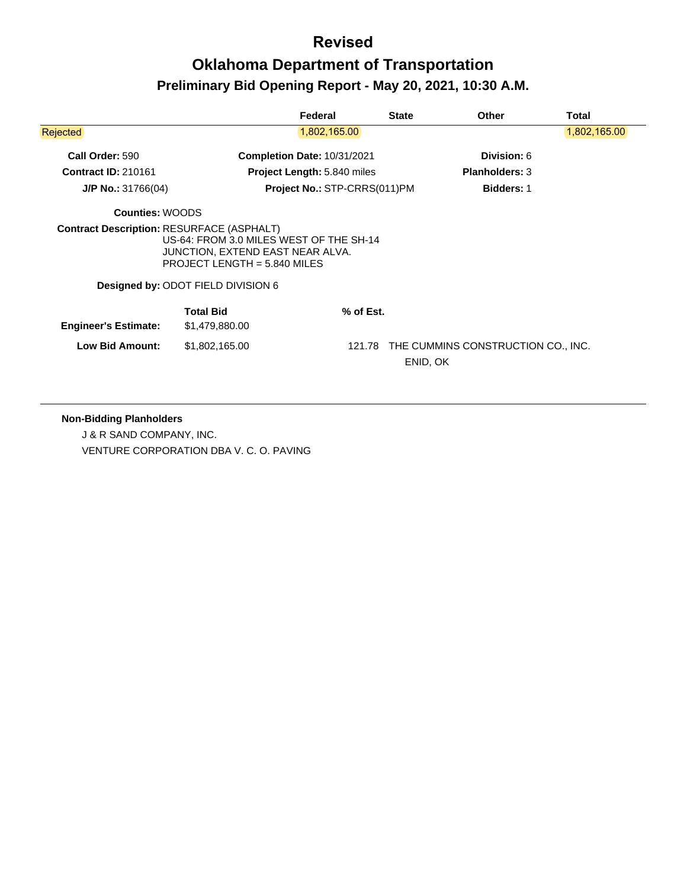# Revised

# Oklahoma Department of Transportation

## Preliminary Bid Opening Report - May 20, 2021, 10:30 A.M.

| | Federal | State | Other | Total |
|---|---|---|---|---|
| Rejected | 1,802,165.00 | | | 1,802,165.00 |

**Call Order:** 590 **Completion Date:** 10/31/2021 **Division:** 6

**Contract ID:** 210161 **Project Length:** 5.840 miles **Planholders:** 3

**J/P No.:** 31766(04) **Project No.:** STP-CRRS(011)PM **Bidders:** 1

**Counties:** WOODS

**Contract Description:** RESURFACE (ASPHALT)
US-64: FROM 3.0 MILES WEST OF THE SH-14
JUNCTION, EXTEND EAST NEAR ALVA.
PROJECT LENGTH = 5.840 MILES

**Designed by:** ODOT FIELD DIVISION 6

| | Total Bid | % of Est. | |
|---|---|---|---|
| **Engineer's Estimate:** | $1,479,880.00 | | |
| **Low Bid Amount:** | $1,802,165.00 | 121.78 | THE CUMMINS CONSTRUCTION CO., INC.<br>ENID, OK |

**Non-Bidding Planholders**

J & R SAND COMPANY, INC.

VENTURE CORPORATION DBA V. C. O. PAVING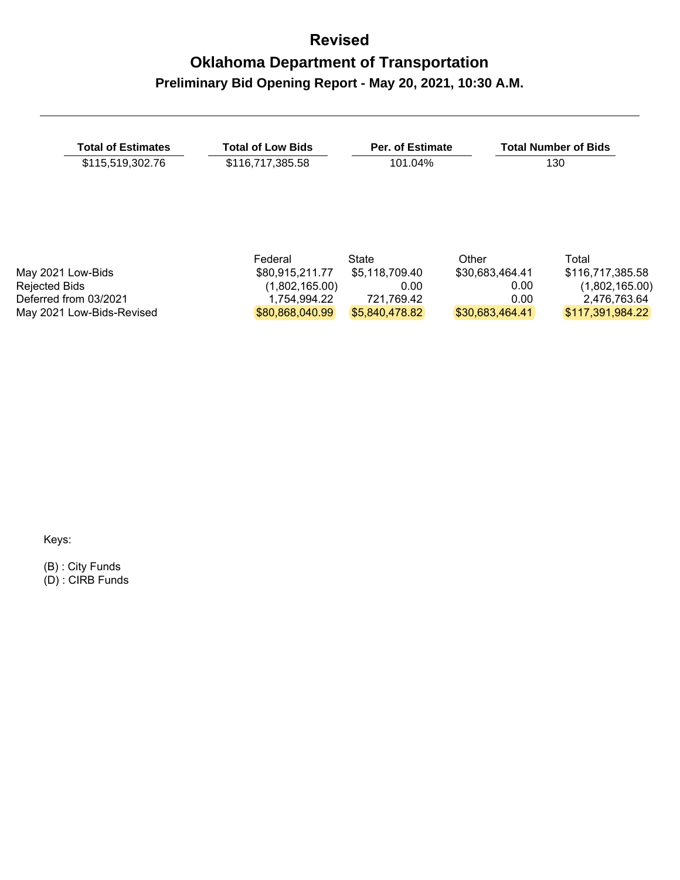# Revised

# Oklahoma Department of Transportation

## Preliminary Bid Opening Report - May 20, 2021, 10:30 A.M.

| Total of Estimates | Total of Low Bids | Per. of Estimate | Total Number of Bids |
|---|---|---|---|
| $115,519,302.76 | $116,717,385.58 | 101.04% | 130 |

| | Federal | State | Other | Total |
|---|---|---|---|---|
| May 2021 Low-Bids | $80,915,211.77 | $5,118,709.40 | $30,683,464.41 | $116,717,385.58 |
| Rejected Bids | (1,802,165.00) | 0.00 | 0.00 | (1,802,165.00) |
| Deferred from 03/2021 | 1,754,994.22 | 721,769.42 | 0.00 | 2,476,763.64 |
| May 2021 Low-Bids-Revised | $80,868,040.99 | $5,840,478.82 | $30,683,464.41 | $117,391,984.22 |

Keys:

(B) : City Funds
(D) : CIRB Funds